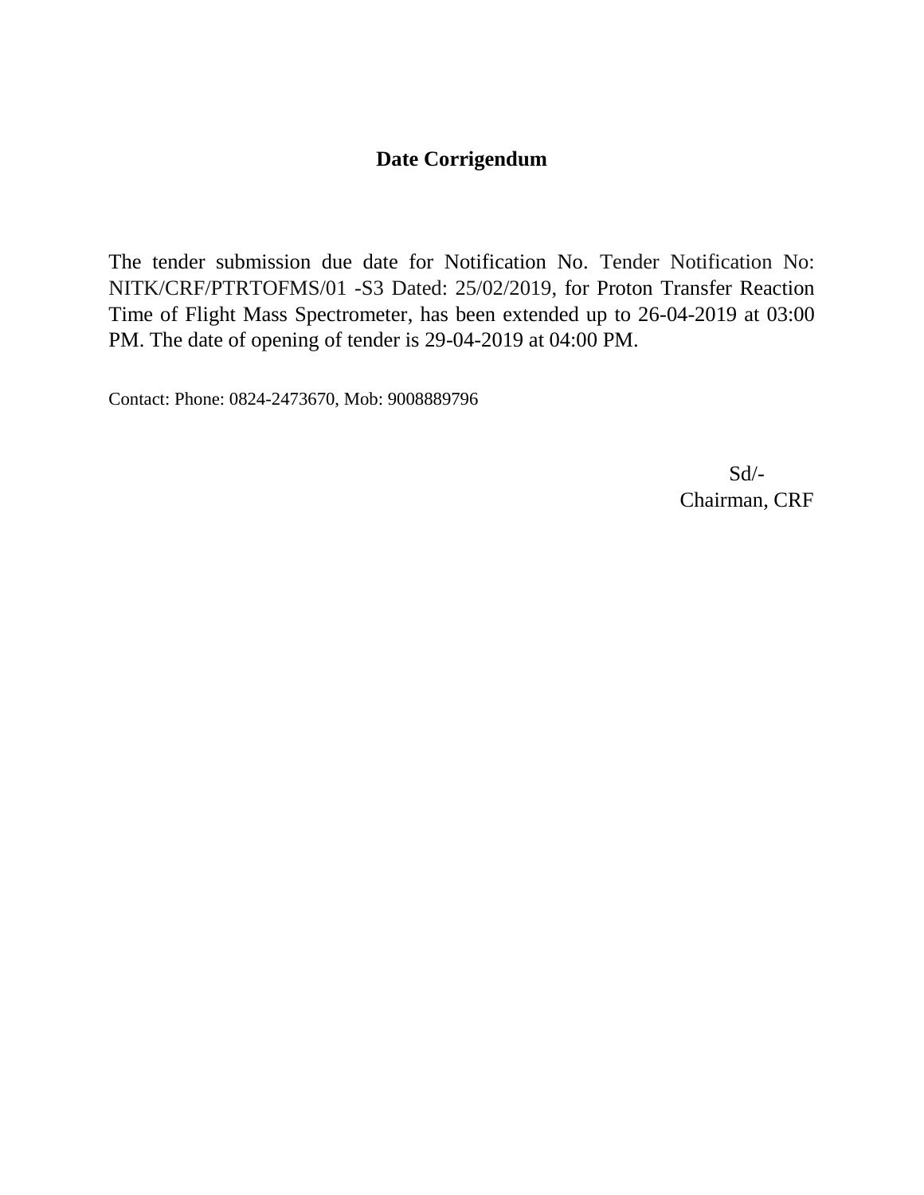# Date Corrigendum

The tender submission due date for Notification No. Tender Notification No: NITK/CRF/PTRTOFMS/01 -S3 Dated: 25/02/2019, for Proton Transfer Reaction Time of Flight Mass Spectrometer, has been extended up to 26-04-2019 at 03:00 PM. The date of opening of tender is 29-04-2019 at 04:00 PM.

Contact: Phone: 0824-2473670, Mob: 9008889796

Sd/-
Chairman, CRF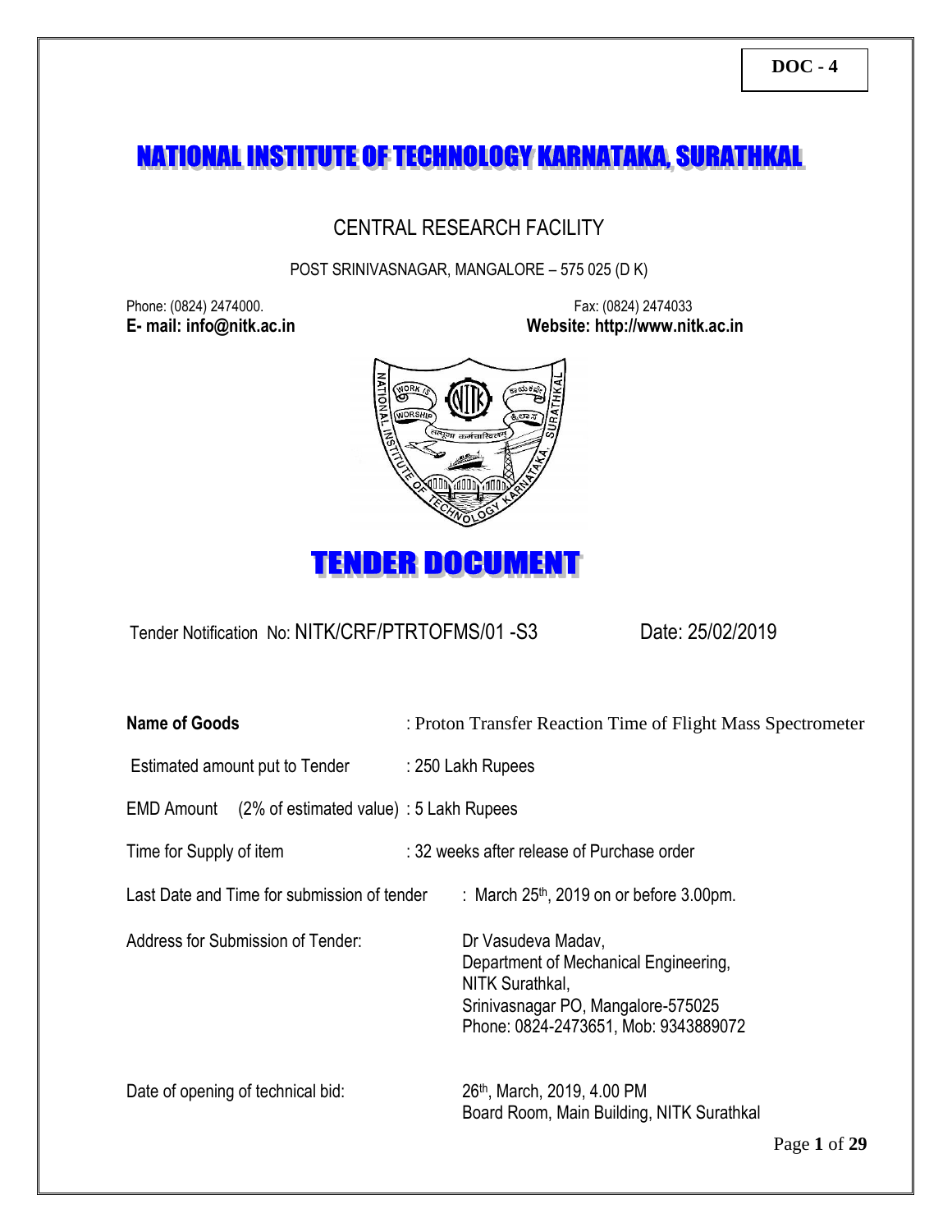**DOC - 4**

# NATIONAL INSTITUTE OF TECHNOLOGY KARNATAKA, SURATHKAL

## CENTRAL RESEARCH FACILITY

POST SRINIVASNAGAR, MANGALORE – 575 025 (D K)

Phone: (0824) 2474000. Fax: (0824) 2474033

**E- mail: info@nitk.ac.in** **Website: http://www.nitk.ac.in**

# TENDER DOCUMENT

Tender Notification No: NITK/CRF/PTRTOFMS/01 -S3 Date: 25/02/2019

| | |
|---|---|
| **Name of Goods** | : Proton Transfer Reaction Time of Flight Mass Spectrometer |
| Estimated amount put to Tender | : 250 Lakh Rupees |
| EMD Amount (2% of estimated value) | : 5 Lakh Rupees |
| Time for Supply of item | : 32 weeks after release of Purchase order |
| Last Date and Time for submission of tender | : March 25th, 2019 on or before 3.00pm. |
| Address for Submission of Tender: | Dr Vasudeva Madav, Department of Mechanical Engineering, NITK Surathkal, Srinivasnagar PO, Mangalore-575025, Phone: 0824-2473651, Mob: 9343889072 |
| Date of opening of technical bid: | 26th, March, 2019, 4.00 PM, Board Room, Main Building, NITK Surathkal |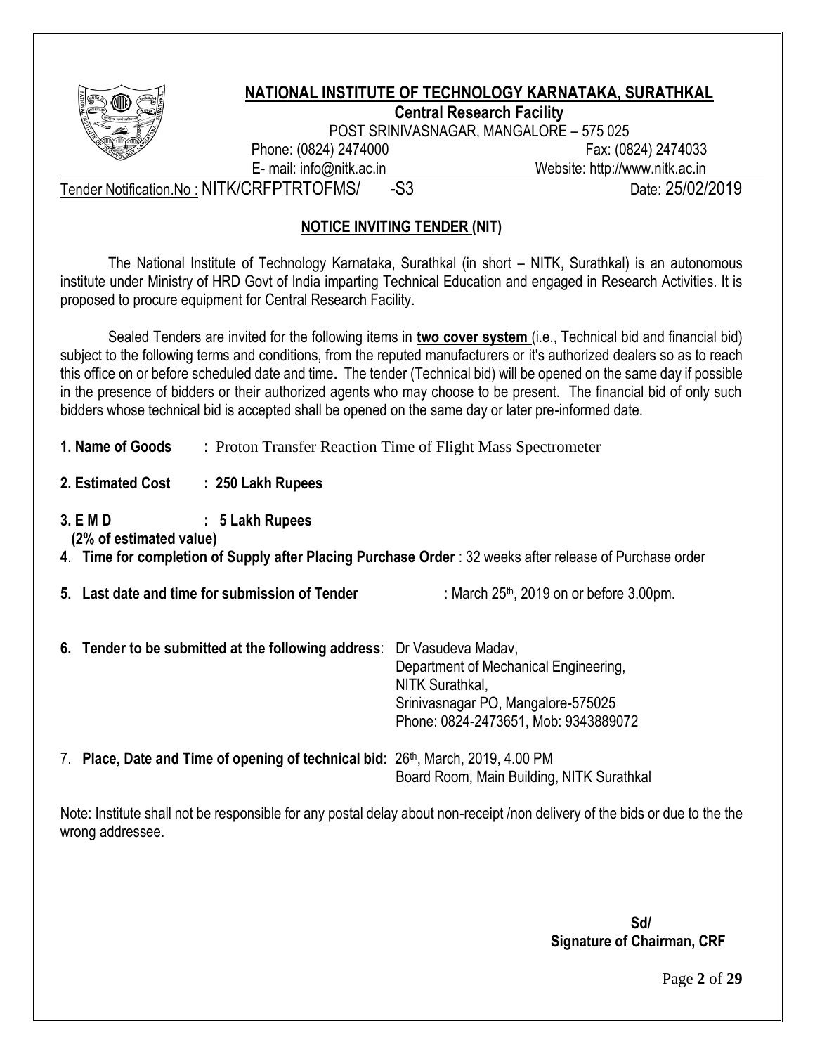# NATIONAL INSTITUTE OF TECHNOLOGY KARNATAKA, SURATHKAL

**Central Research Facility**

POST SRINIVASNAGAR, MANGALORE – 575 025

Phone: (0824) 2474000 Fax: (0824) 2474033

E- mail: info@nitk.ac.in Website: http://www.nitk.ac.in

Tender Notification.No : NITK/CRFPTRTOFMS/ -S3 Date: 25/02/2019

## NOTICE INVITING TENDER (NIT)

The National Institute of Technology Karnataka, Surathkal (in short – NITK, Surathkal) is an autonomous institute under Ministry of HRD Govt of India imparting Technical Education and engaged in Research Activities. It is proposed to procure equipment for Central Research Facility.

Sealed Tenders are invited for the following items in **two cover system** (i.e., Technical bid and financial bid) subject to the following terms and conditions, from the reputed manufacturers or it's authorized dealers so as to reach this office on or before scheduled date and time**.** The tender (Technical bid) will be opened on the same day if possible in the presence of bidders or their authorized agents who may choose to be present. The financial bid of only such bidders whose technical bid is accepted shall be opened on the same day or later pre-informed date.

**1. Name of Goods :** Proton Transfer Reaction Time of Flight Mass Spectrometer

**2. Estimated Cost : 250 Lakh Rupees**

**3. E M D : 5 Lakh Rupees**
**(2% of estimated value)**

**4**. **Time for completion of Supply after Placing Purchase Order** : 32 weeks after release of Purchase order

**5. Last date and time for submission of Tender :** March 25th, 2019 on or before 3.00pm.

**6. Tender to be submitted at the following address**: Dr Vasudeva Madav,
Department of Mechanical Engineering,
NITK Surathkal,
Srinivasnagar PO, Mangalore-575025
Phone: 0824-2473651, Mob: 9343889072

7. **Place, Date and Time of opening of technical bid:** 26th, March, 2019, 4.00 PM
Board Room, Main Building, NITK Surathkal

Note: Institute shall not be responsible for any postal delay about non-receipt /non delivery of the bids or due to the the wrong addressee.

**Sd/**
**Signature of Chairman, CRF**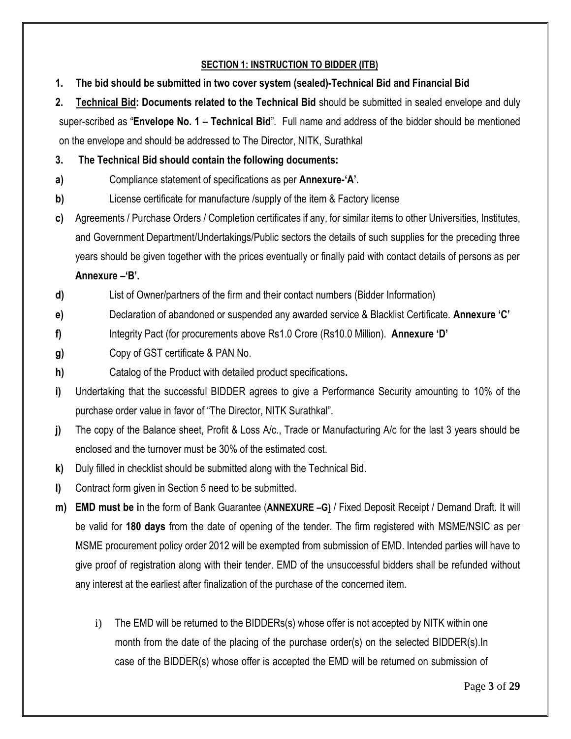## SECTION 1: INSTRUCTION TO BIDDER (ITB)

**1. The bid should be submitted in two cover system (sealed)-Technical Bid and Financial Bid**

**2. Technical Bid: Documents related to the Technical Bid** should be submitted in sealed envelope and duly super-scribed as "**Envelope No. 1 – Technical Bid**". Full name and address of the bidder should be mentioned on the envelope and should be addressed to The Director, NITK, Surathkal

**3. The Technical Bid should contain the following documents:**

**a)** Compliance statement of specifications as per **Annexure-'A'.**

**b)** License certificate for manufacture /supply of the item & Factory license

**c)** Agreements / Purchase Orders / Completion certificates if any, for similar items to other Universities, Institutes, and Government Department/Undertakings/Public sectors the details of such supplies for the preceding three years should be given together with the prices eventually or finally paid with contact details of persons as per **Annexure –'B'.**

**d)** List of Owner/partners of the firm and their contact numbers (Bidder Information)

**e)** Declaration of abandoned or suspended any awarded service & Blacklist Certificate. **Annexure 'C'**

**f)** Integrity Pact (for procurements above Rs1.0 Crore (Rs10.0 Million). **Annexure 'D'**

**g)** Copy of GST certificate & PAN No.

**h)** Catalog of the Product with detailed product specifications**.**

**i)** Undertaking that the successful BIDDER agrees to give a Performance Security amounting to 10% of the purchase order value in favor of "The Director, NITK Surathkal".

**j)** The copy of the Balance sheet, Profit & Loss A/c., Trade or Manufacturing A/c for the last 3 years should be enclosed and the turnover must be 30% of the estimated cost.

**k)** Duly filled in checklist should be submitted along with the Technical Bid.

**l)** Contract form given in Section 5 need to be submitted.

**m) EMD must be i**n the form of Bank Guarantee (**ANNEXURE –G**) / Fixed Deposit Receipt / Demand Draft. It will be valid for **180 days** from the date of opening of the tender. The firm registered with MSME/NSIC as per MSME procurement policy order 2012 will be exempted from submission of EMD. Intended parties will have to give proof of registration along with their tender. EMD of the unsuccessful bidders shall be refunded without any interest at the earliest after finalization of the purchase of the concerned item.

i) The EMD will be returned to the BIDDERs(s) whose offer is not accepted by NITK within one month from the date of the placing of the purchase order(s) on the selected BIDDER(s).In case of the BIDDER(s) whose offer is accepted the EMD will be returned on submission of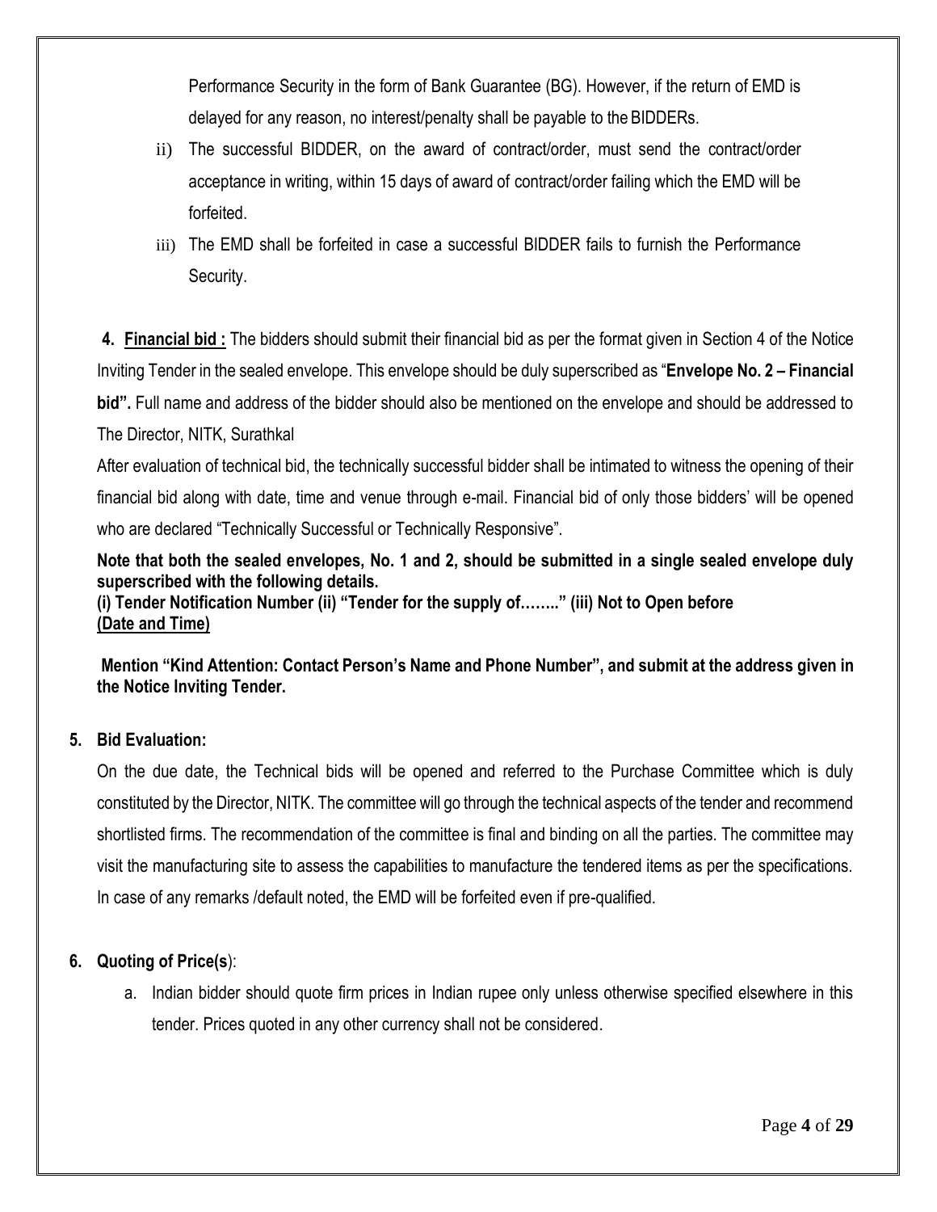Performance Security in the form of Bank Guarantee (BG). However, if the return of EMD is delayed for any reason, no interest/penalty shall be payable to the BIDDERs.

ii) The successful BIDDER, on the award of contract/order, must send the contract/order acceptance in writing, within 15 days of award of contract/order failing which the EMD will be forfeited.

iii) The EMD shall be forfeited in case a successful BIDDER fails to furnish the Performance Security.

**4. <u>Financial bid :</u>** The bidders should submit their financial bid as per the format given in Section 4 of the Notice Inviting Tender in the sealed envelope. This envelope should be duly superscribed as "**Envelope No. 2 – Financial bid".** Full name and address of the bidder should also be mentioned on the envelope and should be addressed to The Director, NITK, Surathkal

After evaluation of technical bid, the technically successful bidder shall be intimated to witness the opening of their financial bid along with date, time and venue through e-mail. Financial bid of only those bidders' will be opened who are declared "Technically Successful or Technically Responsive".

**Note that both the sealed envelopes, No. 1 and 2, should be submitted in a single sealed envelope duly superscribed with the following details.**
**(i) Tender Notification Number (ii) "Tender for the supply of…….." (iii) Not to Open before <u>(Date and Time)</u>**

**Mention "Kind Attention: Contact Person's Name and Phone Number", and submit at the address given in the Notice Inviting Tender.**

**5. Bid Evaluation:**

On the due date, the Technical bids will be opened and referred to the Purchase Committee which is duly constituted by the Director, NITK. The committee will go through the technical aspects of the tender and recommend shortlisted firms. The recommendation of the committee is final and binding on all the parties. The committee may visit the manufacturing site to assess the capabilities to manufacture the tendered items as per the specifications. In case of any remarks /default noted, the EMD will be forfeited even if pre-qualified.

**6. Quoting of Price(s**):

a. Indian bidder should quote firm prices in Indian rupee only unless otherwise specified elsewhere in this tender. Prices quoted in any other currency shall not be considered.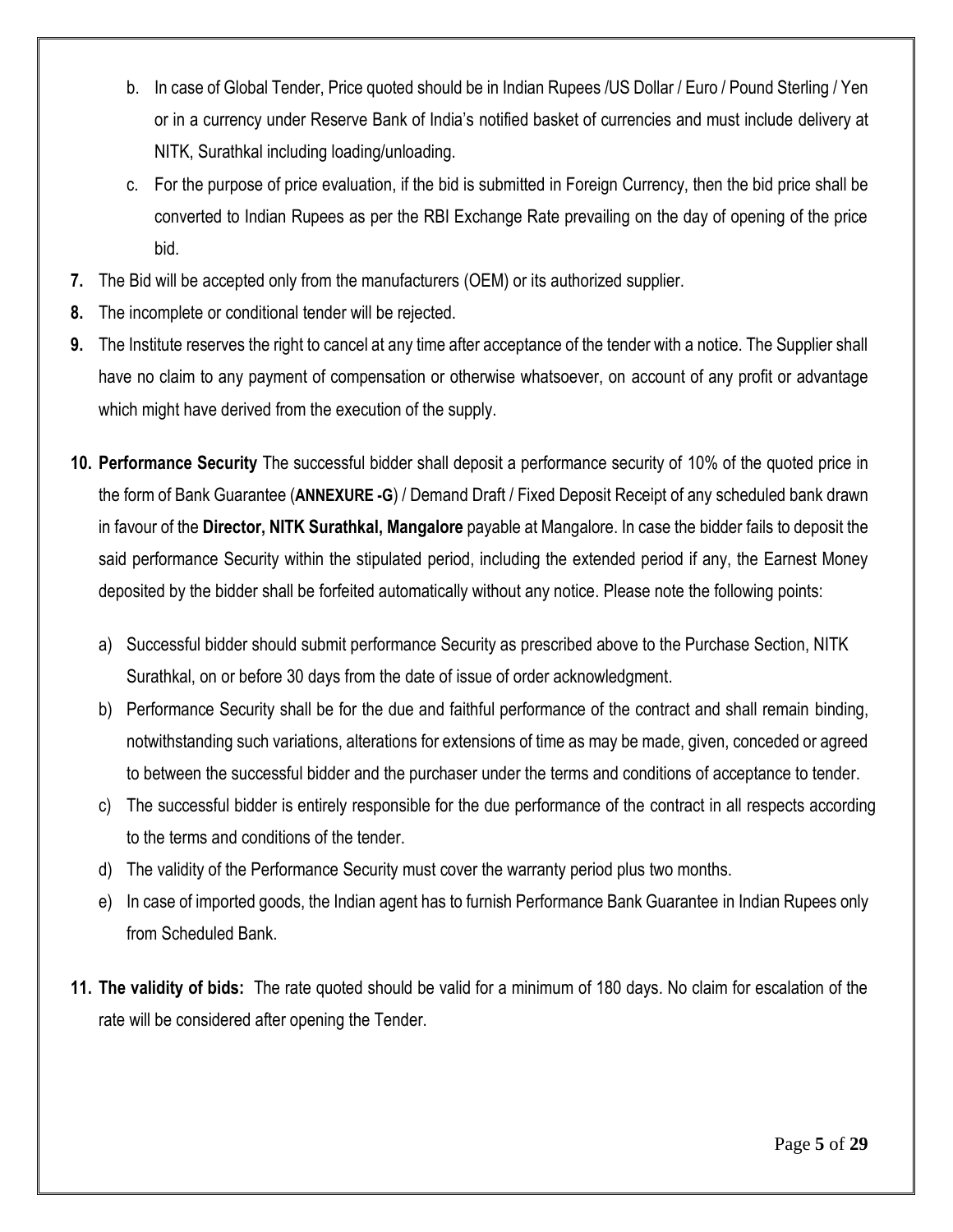b. In case of Global Tender, Price quoted should be in Indian Rupees /US Dollar / Euro / Pound Sterling / Yen or in a currency under Reserve Bank of India's notified basket of currencies and must include delivery at NITK, Surathkal including loading/unloading.

c. For the purpose of price evaluation, if the bid is submitted in Foreign Currency, then the bid price shall be converted to Indian Rupees as per the RBI Exchange Rate prevailing on the day of opening of the price bid.

**7.** The Bid will be accepted only from the manufacturers (OEM) or its authorized supplier.

**8.** The incomplete or conditional tender will be rejected.

**9.** The Institute reserves the right to cancel at any time after acceptance of the tender with a notice. The Supplier shall have no claim to any payment of compensation or otherwise whatsoever, on account of any profit or advantage which might have derived from the execution of the supply.

**10. Performance Security** The successful bidder shall deposit a performance security of 10% of the quoted price in the form of Bank Guarantee (**ANNEXURE -G**) / Demand Draft / Fixed Deposit Receipt of any scheduled bank drawn in favour of the **Director, NITK Surathkal, Mangalore** payable at Mangalore. In case the bidder fails to deposit the said performance Security within the stipulated period, including the extended period if any, the Earnest Money deposited by the bidder shall be forfeited automatically without any notice. Please note the following points:

a) Successful bidder should submit performance Security as prescribed above to the Purchase Section, NITK Surathkal, on or before 30 days from the date of issue of order acknowledgment.

b) Performance Security shall be for the due and faithful performance of the contract and shall remain binding, notwithstanding such variations, alterations for extensions of time as may be made, given, conceded or agreed to between the successful bidder and the purchaser under the terms and conditions of acceptance to tender.

c) The successful bidder is entirely responsible for the due performance of the contract in all respects according to the terms and conditions of the tender.

d) The validity of the Performance Security must cover the warranty period plus two months.

e) In case of imported goods, the Indian agent has to furnish Performance Bank Guarantee in Indian Rupees only from Scheduled Bank.

**11. The validity of bids:** The rate quoted should be valid for a minimum of 180 days. No claim for escalation of the rate will be considered after opening the Tender.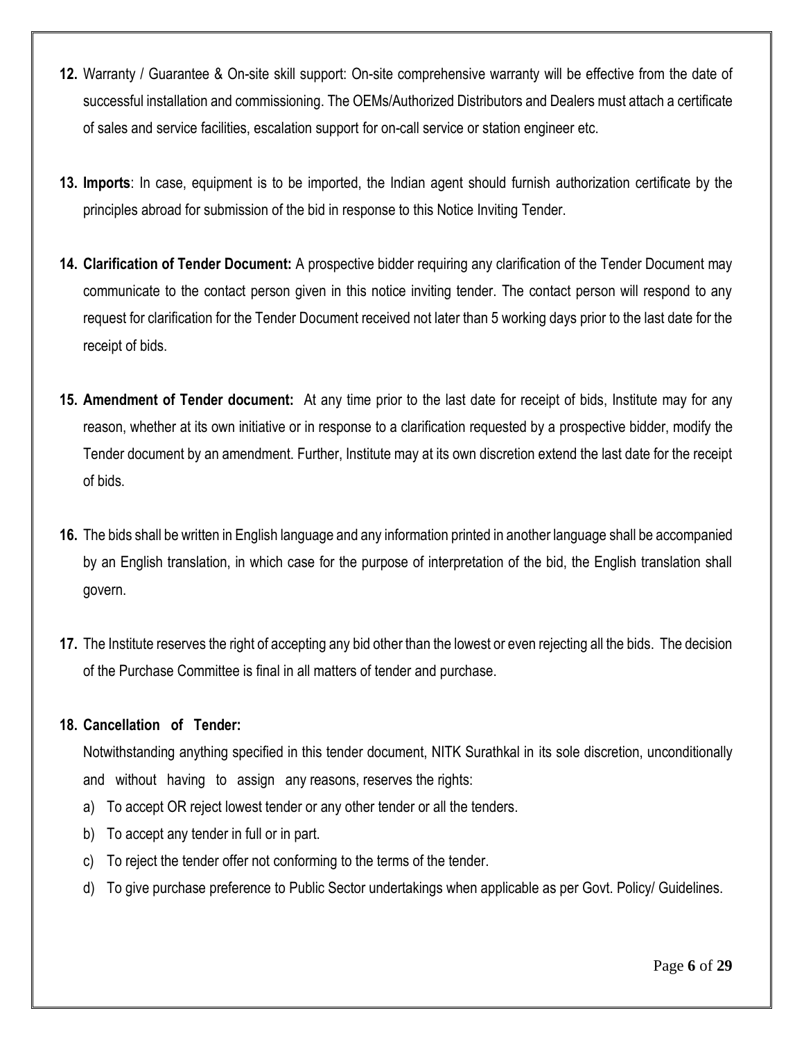12. Warranty / Guarantee & On-site skill support: On-site comprehensive warranty will be effective from the date of successful installation and commissioning. The OEMs/Authorized Distributors and Dealers must attach a certificate of sales and service facilities, escalation support for on-call service or station engineer etc.

13. **Imports**: In case, equipment is to be imported, the Indian agent should furnish authorization certificate by the principles abroad for submission of the bid in response to this Notice Inviting Tender.

14. **Clarification of Tender Document:** A prospective bidder requiring any clarification of the Tender Document may communicate to the contact person given in this notice inviting tender. The contact person will respond to any request for clarification for the Tender Document received not later than 5 working days prior to the last date for the receipt of bids.

15. **Amendment of Tender document:** At any time prior to the last date for receipt of bids, Institute may for any reason, whether at its own initiative or in response to a clarification requested by a prospective bidder, modify the Tender document by an amendment. Further, Institute may at its own discretion extend the last date for the receipt of bids.

16. The bids shall be written in English language and any information printed in another language shall be accompanied by an English translation, in which case for the purpose of interpretation of the bid, the English translation shall govern.

17. The Institute reserves the right of accepting any bid other than the lowest or even rejecting all the bids. The decision of the Purchase Committee is final in all matters of tender and purchase.

18. **Cancellation of Tender:**

    Notwithstanding anything specified in this tender document, NITK Surathkal in its sole discretion, unconditionally and without having to assign any reasons, reserves the rights:

    a) To accept OR reject lowest tender or any other tender or all the tenders.
    b) To accept any tender in full or in part.
    c) To reject the tender offer not conforming to the terms of the tender.
    d) To give purchase preference to Public Sector undertakings when applicable as per Govt. Policy/ Guidelines.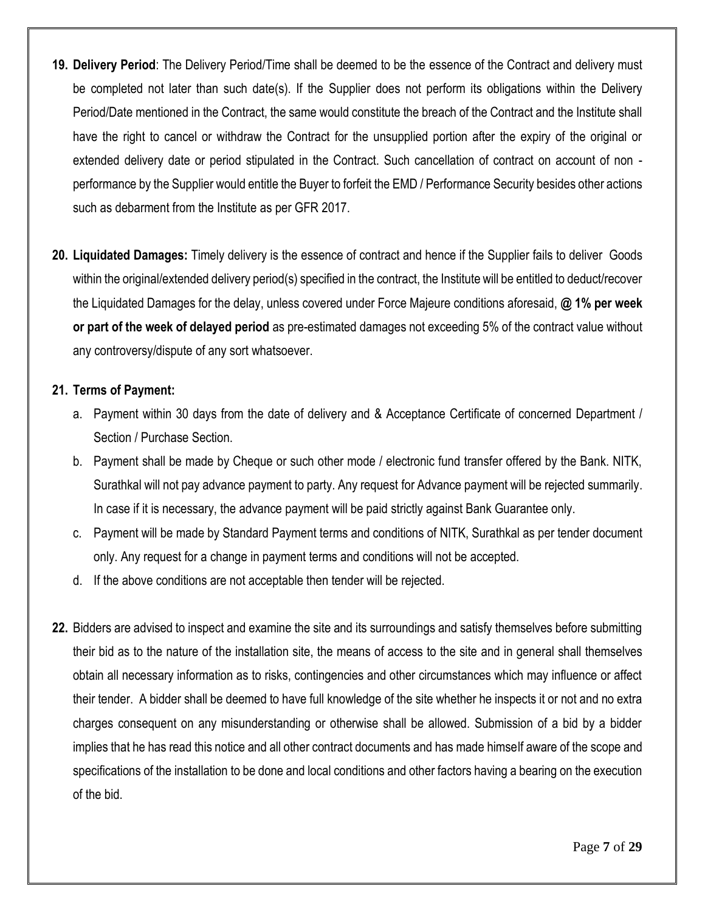19. **Delivery Period**: The Delivery Period/Time shall be deemed to be the essence of the Contract and delivery must be completed not later than such date(s). If the Supplier does not perform its obligations within the Delivery Period/Date mentioned in the Contract, the same would constitute the breach of the Contract and the Institute shall have the right to cancel or withdraw the Contract for the unsupplied portion after the expiry of the original or extended delivery date or period stipulated in the Contract. Such cancellation of contract on account of non - performance by the Supplier would entitle the Buyer to forfeit the EMD / Performance Security besides other actions such as debarment from the Institute as per GFR 2017.

20. **Liquidated Damages:** Timely delivery is the essence of contract and hence if the Supplier fails to deliver Goods within the original/extended delivery period(s) specified in the contract, the Institute will be entitled to deduct/recover the Liquidated Damages for the delay, unless covered under Force Majeure conditions aforesaid, **@ 1% per week or part of the week of delayed period** as pre-estimated damages not exceeding 5% of the contract value without any controversy/dispute of any sort whatsoever.

21. **Terms of Payment:**
    a. Payment within 30 days from the date of delivery and & Acceptance Certificate of concerned Department / Section / Purchase Section.
    b. Payment shall be made by Cheque or such other mode / electronic fund transfer offered by the Bank. NITK, Surathkal will not pay advance payment to party. Any request for Advance payment will be rejected summarily. In case if it is necessary, the advance payment will be paid strictly against Bank Guarantee only.
    c. Payment will be made by Standard Payment terms and conditions of NITK, Surathkal as per tender document only. Any request for a change in payment terms and conditions will not be accepted.
    d. If the above conditions are not acceptable then tender will be rejected.

22. Bidders are advised to inspect and examine the site and its surroundings and satisfy themselves before submitting their bid as to the nature of the installation site, the means of access to the site and in general shall themselves obtain all necessary information as to risks, contingencies and other circumstances which may influence or affect their tender. A bidder shall be deemed to have full knowledge of the site whether he inspects it or not and no extra charges consequent on any misunderstanding or otherwise shall be allowed. Submission of a bid by a bidder implies that he has read this notice and all other contract documents and has made himself aware of the scope and specifications of the installation to be done and local conditions and other factors having a bearing on the execution of the bid.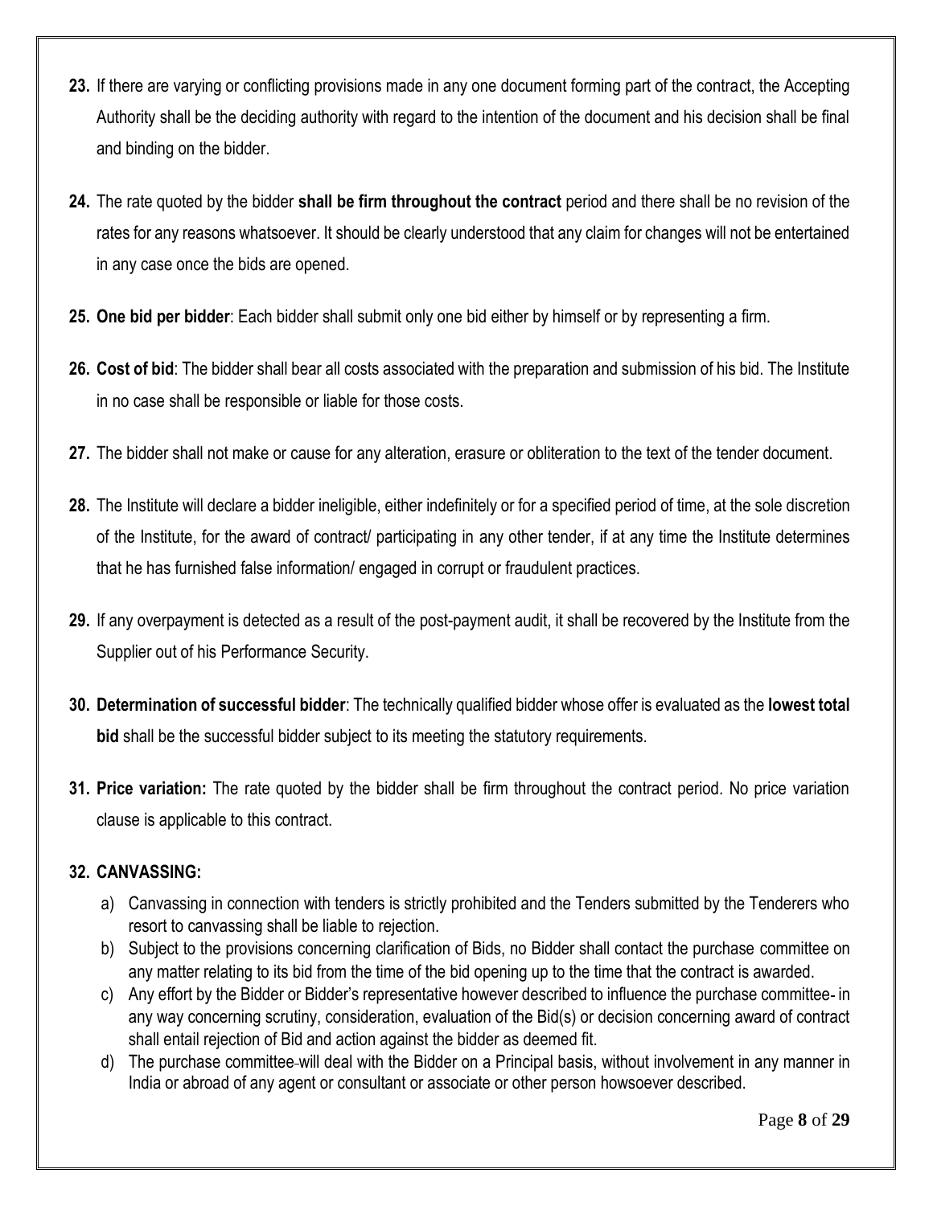**23.** If there are varying or conflicting provisions made in any one document forming part of the contract, the Accepting Authority shall be the deciding authority with regard to the intention of the document and his decision shall be final and binding on the bidder.

**24.** The rate quoted by the bidder **shall be firm throughout the contract** period and there shall be no revision of the rates for any reasons whatsoever. It should be clearly understood that any claim for changes will not be entertained in any case once the bids are opened.

**25. One bid per bidder**: Each bidder shall submit only one bid either by himself or by representing a firm.

**26. Cost of bid**: The bidder shall bear all costs associated with the preparation and submission of his bid. The Institute in no case shall be responsible or liable for those costs.

**27.** The bidder shall not make or cause for any alteration, erasure or obliteration to the text of the tender document.

**28.** The Institute will declare a bidder ineligible, either indefinitely or for a specified period of time, at the sole discretion of the Institute, for the award of contract/ participating in any other tender, if at any time the Institute determines that he has furnished false information/ engaged in corrupt or fraudulent practices.

**29.** If any overpayment is detected as a result of the post-payment audit, it shall be recovered by the Institute from the Supplier out of his Performance Security.

**30. Determination of successful bidder**: The technically qualified bidder whose offer is evaluated as the **lowest total bid** shall be the successful bidder subject to its meeting the statutory requirements.

**31. Price variation:** The rate quoted by the bidder shall be firm throughout the contract period. No price variation clause is applicable to this contract.

**32. CANVASSING:**

a) Canvassing in connection with tenders is strictly prohibited and the Tenders submitted by the Tenderers who resort to canvassing shall be liable to rejection.

b) Subject to the provisions concerning clarification of Bids, no Bidder shall contact the purchase committee on any matter relating to its bid from the time of the bid opening up to the time that the contract is awarded.

c) Any effort by the Bidder or Bidder's representative however described to influence the purchase committee in any way concerning scrutiny, consideration, evaluation of the Bid(s) or decision concerning award of contract shall entail rejection of Bid and action against the bidder as deemed fit.

d) The purchase committee will deal with the Bidder on a Principal basis, without involvement in any manner in India or abroad of any agent or consultant or associate or other person howsoever described.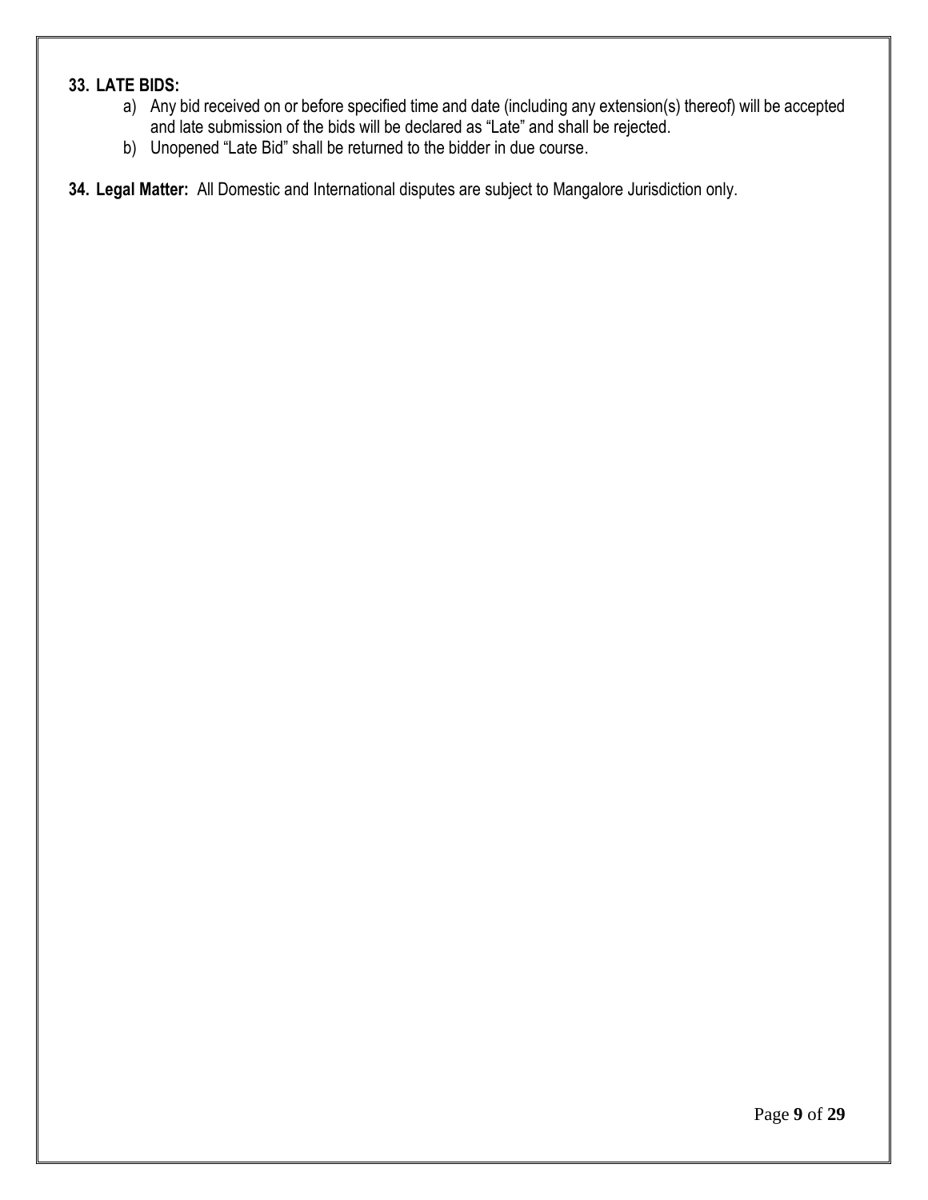**33. LATE BIDS:**

a) Any bid received on or before specified time and date (including any extension(s) thereof) will be accepted and late submission of the bids will be declared as "Late" and shall be rejected.

b) Unopened "Late Bid" shall be returned to the bidder in due course.

**34. Legal Matter:** All Domestic and International disputes are subject to Mangalore Jurisdiction only.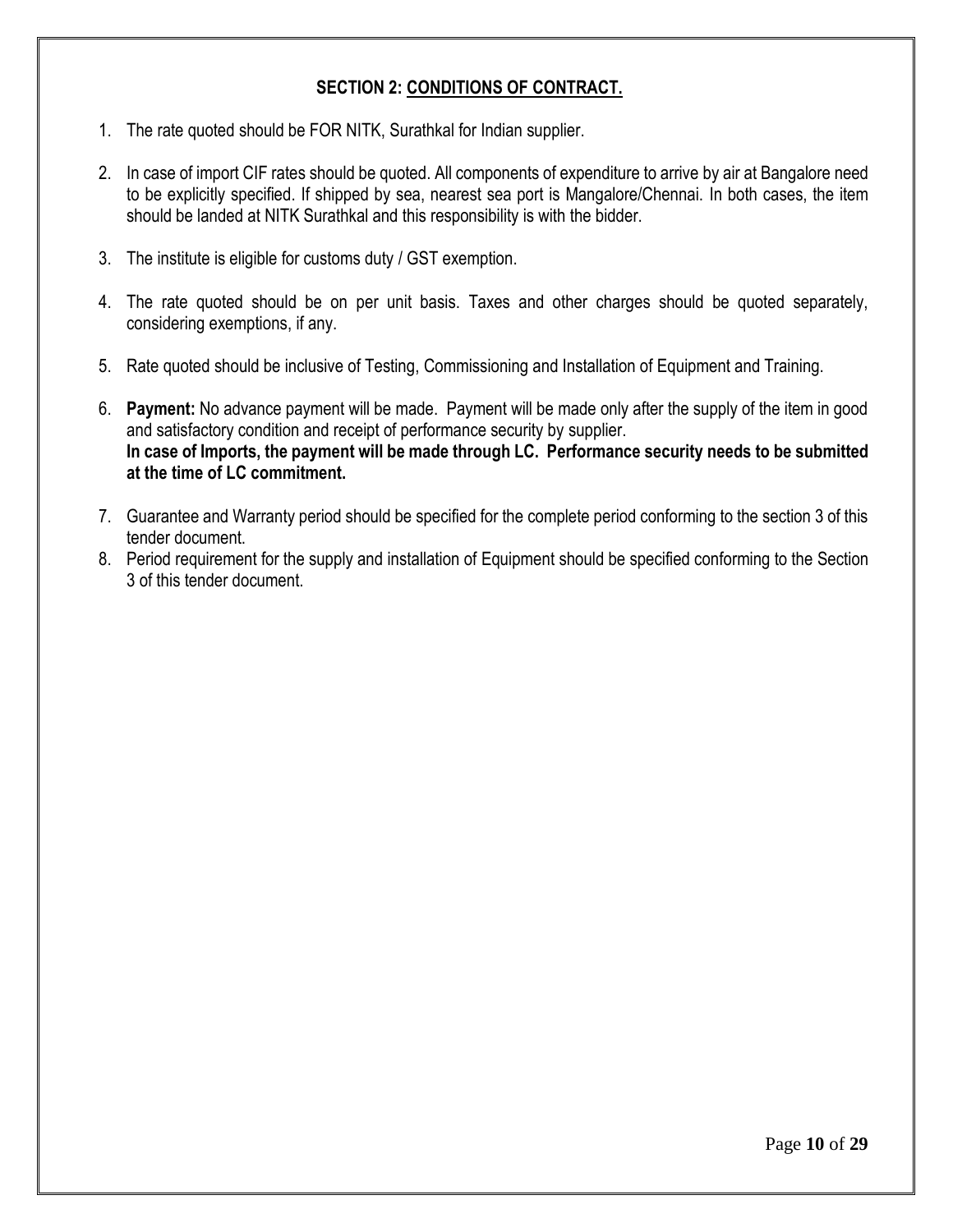## SECTION 2: CONDITIONS OF CONTRACT.

1. The rate quoted should be FOR NITK, Surathkal for Indian supplier.

2. In case of import CIF rates should be quoted. All components of expenditure to arrive by air at Bangalore need to be explicitly specified. If shipped by sea, nearest sea port is Mangalore/Chennai. In both cases, the item should be landed at NITK Surathkal and this responsibility is with the bidder.

3. The institute is eligible for customs duty / GST exemption.

4. The rate quoted should be on per unit basis. Taxes and other charges should be quoted separately, considering exemptions, if any.

5. Rate quoted should be inclusive of Testing, Commissioning and Installation of Equipment and Training.

6. **Payment:** No advance payment will be made. Payment will be made only after the supply of the item in good and satisfactory condition and receipt of performance security by supplier.
   **In case of Imports, the payment will be made through LC. Performance security needs to be submitted at the time of LC commitment.**

7. Guarantee and Warranty period should be specified for the complete period conforming to the section 3 of this tender document.

8. Period requirement for the supply and installation of Equipment should be specified conforming to the Section 3 of this tender document.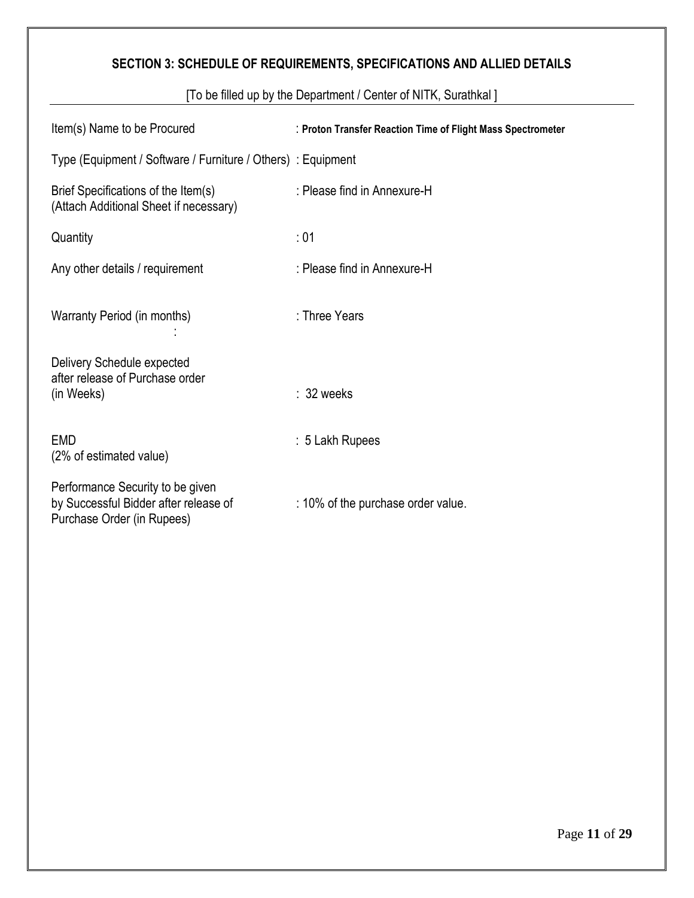## SECTION 3: SCHEDULE OF REQUIREMENTS, SPECIFICATIONS AND ALLIED DETAILS

[To be filled up by the Department / Center of NITK, Surathkal ]

| | |
|---|---|
| Item(s) Name to be Procured | : **Proton Transfer Reaction Time of Flight Mass Spectrometer** |
| Type (Equipment / Software / Furniture / Others) | : Equipment |
| Brief Specifications of the Item(s) (Attach Additional Sheet if necessary) | : Please find in Annexure-H |
| Quantity | : 01 |
| Any other details / requirement | : Please find in Annexure-H |
| Warranty Period (in months) : | : Three Years |
| Delivery Schedule expected after release of Purchase order (in Weeks) | : 32 weeks |
| EMD (2% of estimated value) | : 5 Lakh Rupees |
| Performance Security to be given by Successful Bidder after release of Purchase Order (in Rupees) | : 10% of the purchase order value. |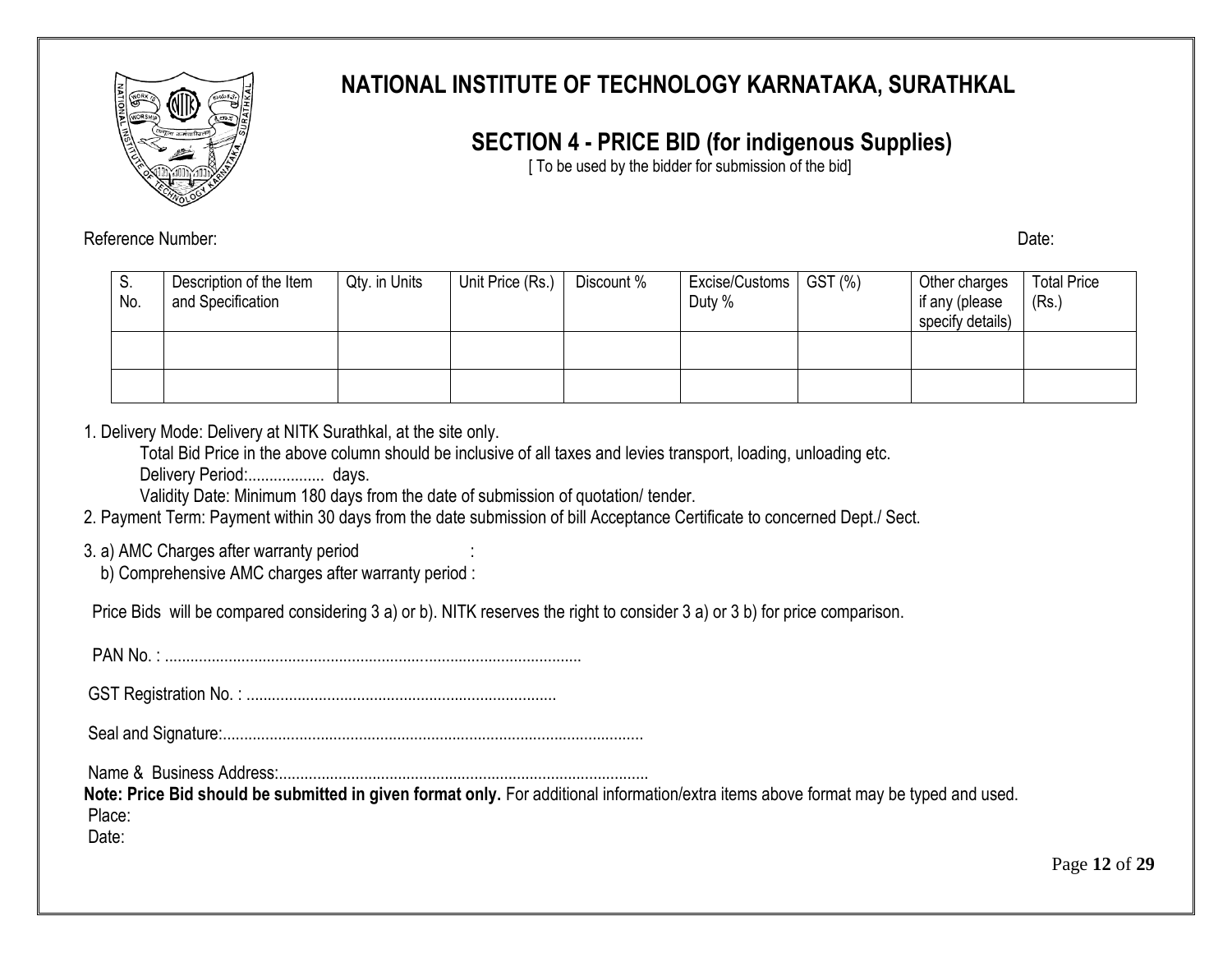# NATIONAL INSTITUTE OF TECHNOLOGY KARNATAKA, SURATHKAL

## SECTION 4 - PRICE BID (for indigenous Supplies)

[ To be used by the bidder for submission of the bid]

Reference Number: Date:

| S. No. | Description of the Item and Specification | Qty. in Units | Unit Price (Rs.) | Discount % | Excise/Customs Duty % | GST (%) | Other charges if any (please specify details) | Total Price (Rs.) |
|---|---|---|---|---|---|---|---|---|
| | | | | | | | | |
| | | | | | | | | |

1. Delivery Mode: Delivery at NITK Surathkal, at the site only.
   Total Bid Price in the above column should be inclusive of all taxes and levies transport, loading, unloading etc.
   Delivery Period:.................. days.
   Validity Date: Minimum 180 days from the date of submission of quotation/ tender.
2. Payment Term: Payment within 30 days from the date submission of bill Acceptance Certificate to concerned Dept./ Sect.
3. a) AMC Charges after warranty period :
   b) Comprehensive AMC charges after warranty period :

Price Bids will be compared considering 3 a) or b). NITK reserves the right to consider 3 a) or 3 b) for price comparison.

PAN No. : ................................................................................................

GST Registration No. : ........................................................................

Seal and Signature:..................................................................................................

Name & Business Address:......................................................................................

**Note: Price Bid should be submitted in given format only.** For additional information/extra items above format may be typed and used.

Place:

Date: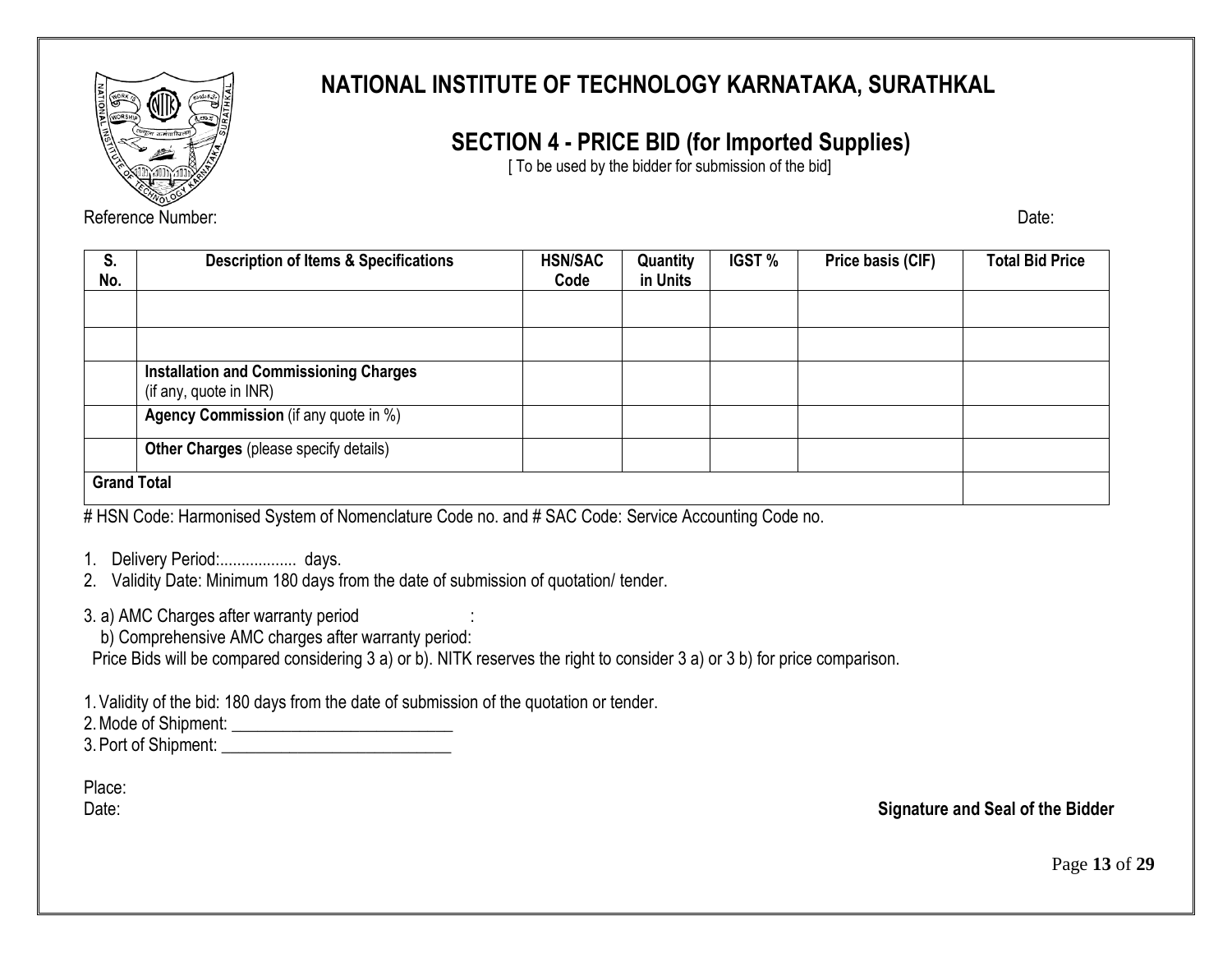# NATIONAL INSTITUTE OF TECHNOLOGY KARNATAKA, SURATHKAL

## SECTION 4 - PRICE BID (for Imported Supplies)

[ To be used by the bidder for submission of the bid]

Reference Number: Date:

| S. No. | Description of Items & Specifications | HSN/SAC Code | Quantity in Units | IGST % | Price basis (CIF) | Total Bid Price |
|---|---|---|---|---|---|---|
| | | | | | | |
| | | | | | | |
| | **Installation and Commissioning Charges** (if any, quote in INR) | | | | | |
| | **Agency Commission** (if any quote in %) | | | | | |
| | **Other Charges** (please specify details) | | | | | |
| **Grand Total** | | | | | | |

# HSN Code: Harmonised System of Nomenclature Code no. and # SAC Code: Service Accounting Code no.

1. Delivery Period:.................. days.
2. Validity Date: Minimum 180 days from the date of submission of quotation/ tender.

3. a) AMC Charges after warranty period :
   b) Comprehensive AMC charges after warranty period:
   Price Bids will be compared considering 3 a) or b). NITK reserves the right to consider 3 a) or 3 b) for price comparison.

1. Validity of the bid: 180 days from the date of submission of the quotation or tender.
2. Mode of Shipment: ___________________________
3. Port of Shipment: ____________________________

Place:
Date: **Signature and Seal of the Bidder**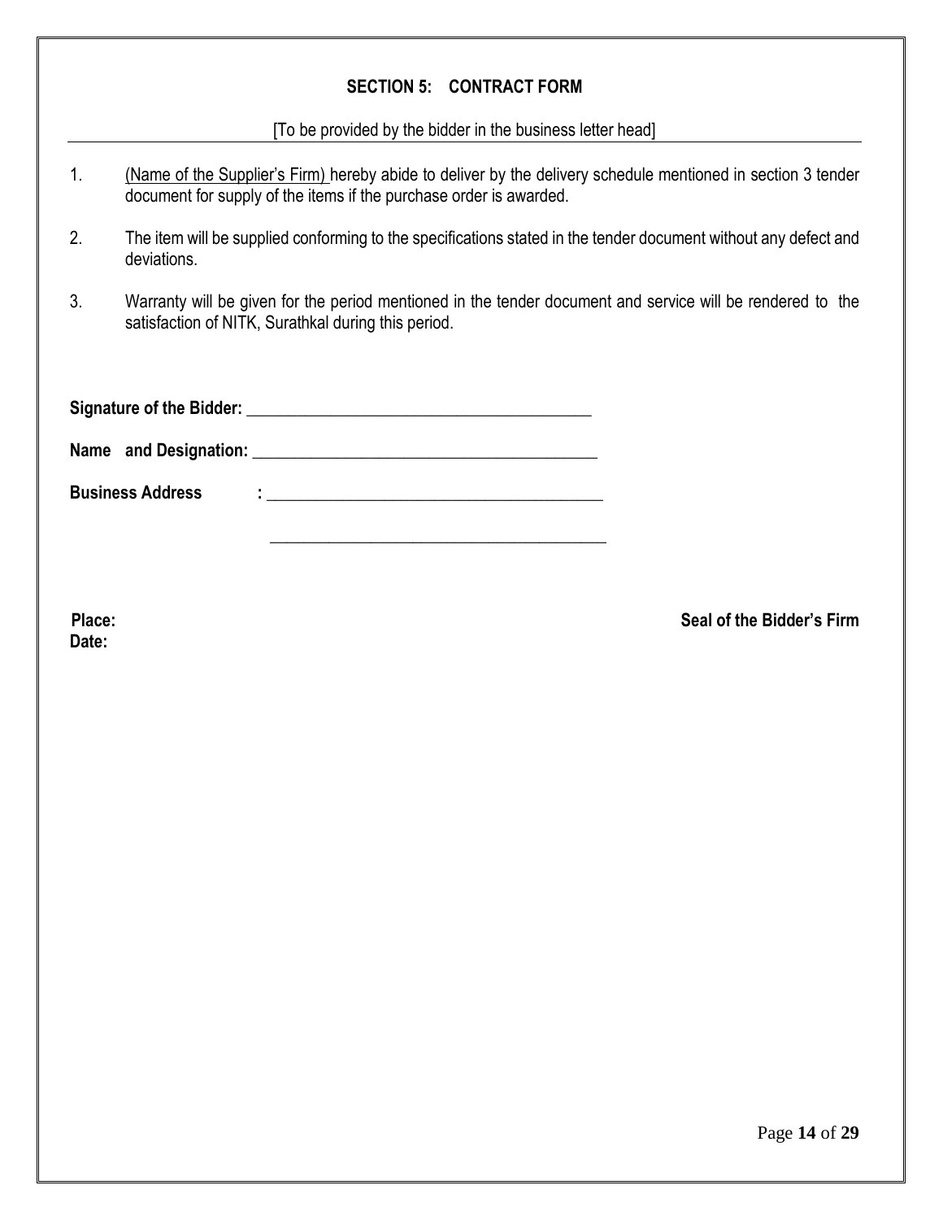## SECTION 5: CONTRACT FORM

[To be provided by the bidder in the business letter head]

1. (Name of the Supplier's Firm) hereby abide to deliver by the delivery schedule mentioned in section 3 tender document for supply of the items if the purchase order is awarded.
2. The item will be supplied conforming to the specifications stated in the tender document without any defect and deviations.
3. Warranty will be given for the period mentioned in the tender document and service will be rendered to the satisfaction of NITK, Surathkal during this period.

**Signature of the Bidder:** ___________________________________________

**Name and Designation:** ___________________________________________

**Business Address :** ___________________________________________

___________________________________________

**Place:**

**Date:**

**Seal of the Bidder's Firm**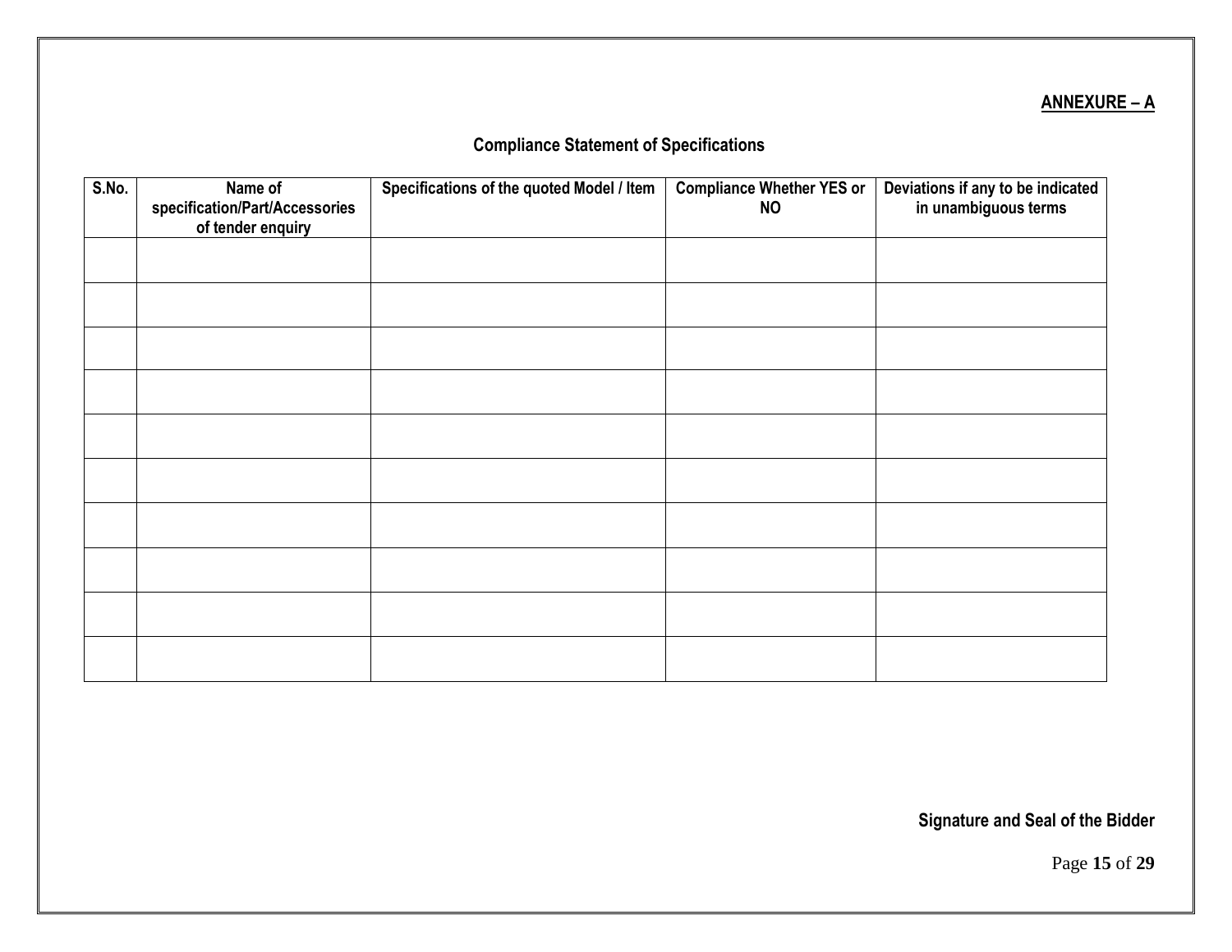**ANNEXURE – A**

## Compliance Statement of Specifications

| S.No. | Name of specification/Part/Accessories of tender enquiry | Specifications of the quoted Model / Item | Compliance Whether YES or NO | Deviations if any to be indicated in unambiguous terms |
|---|---|---|---|---|
| | | | | |
| | | | | |
| | | | | |
| | | | | |
| | | | | |
| | | | | |
| | | | | |
| | | | | |
| | | | | |
| | | | | |

**Signature and Seal of the Bidder**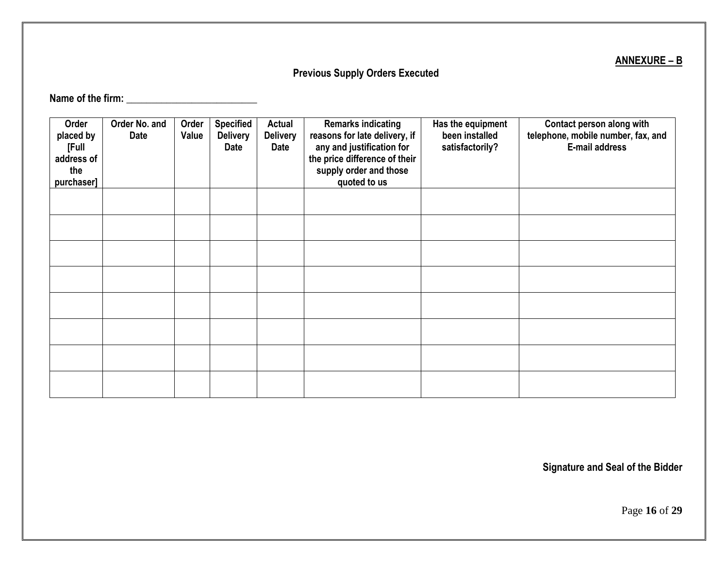**ANNEXURE – B**

## Previous Supply Orders Executed

**Name of the firm:** ___________________________

| Order placed by [Full address of the purchaser] | Order No. and Date | Order Value | Specified Delivery Date | Actual Delivery Date | Remarks indicating reasons for late delivery, if any and justification for the price difference of their supply order and those quoted to us | Has the equipment been installed satisfactorily? | Contact person along with telephone, mobile number, fax, and E-mail address |
|---|---|---|---|---|---|---|---|
| | | | | | | | |
| | | | | | | | |
| | | | | | | | |
| | | | | | | | |
| | | | | | | | |
| | | | | | | | |
| | | | | | | | |
| | | | | | | | |

**Signature and Seal of the Bidder**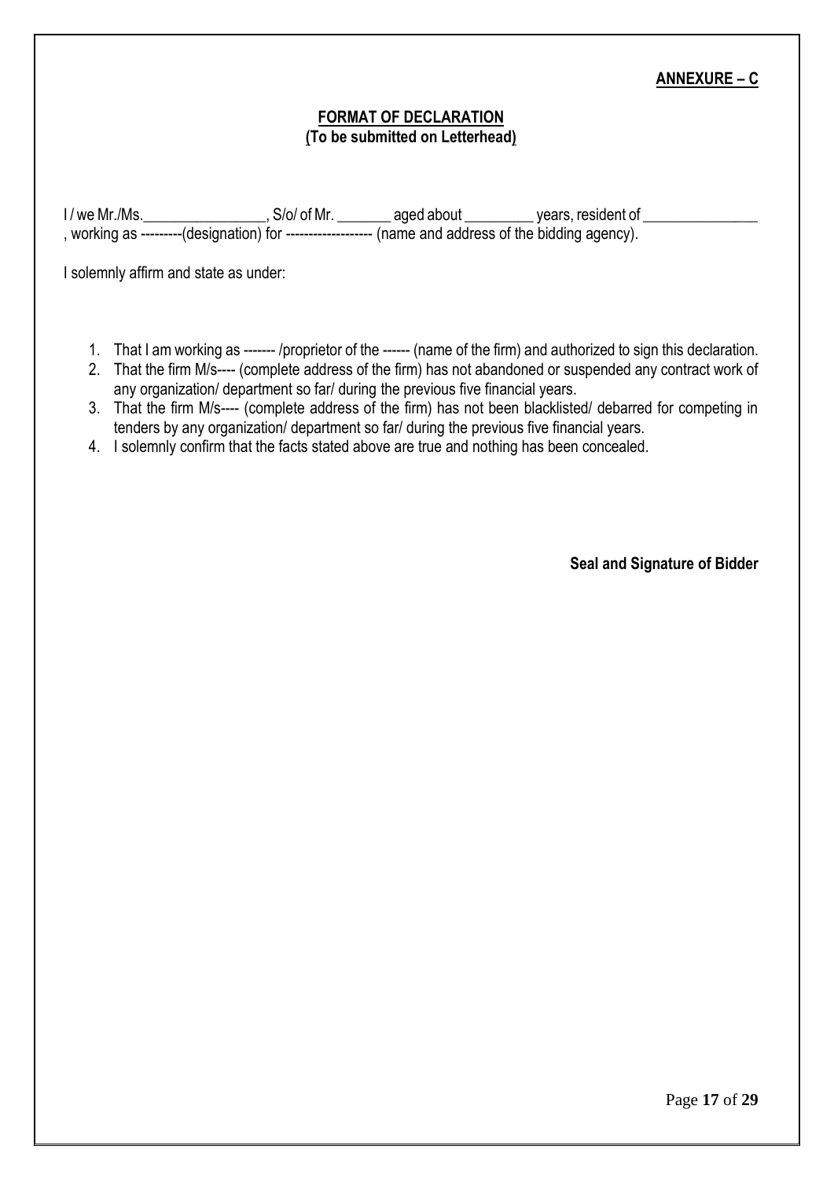**ANNEXURE – C**

**FORMAT OF DECLARATION**
**(To be submitted on Letterhead)**

I / we Mr./Ms.________________, S/o/ of Mr. _______ aged about _________ years, resident of _______________ , working as ---------(designation) for ------------------- (name and address of the bidding agency).

I solemnly affirm and state as under:

1. That I am working as ------- /proprietor of the ------ (name of the firm) and authorized to sign this declaration.
2. That the firm M/s---- (complete address of the firm) has not abandoned or suspended any contract work of any organization/ department so far/ during the previous five financial years.
3. That the firm M/s---- (complete address of the firm) has not been blacklisted/ debarred for competing in tenders by any organization/ department so far/ during the previous five financial years.
4. I solemnly confirm that the facts stated above are true and nothing has been concealed.

**Seal and Signature of Bidder**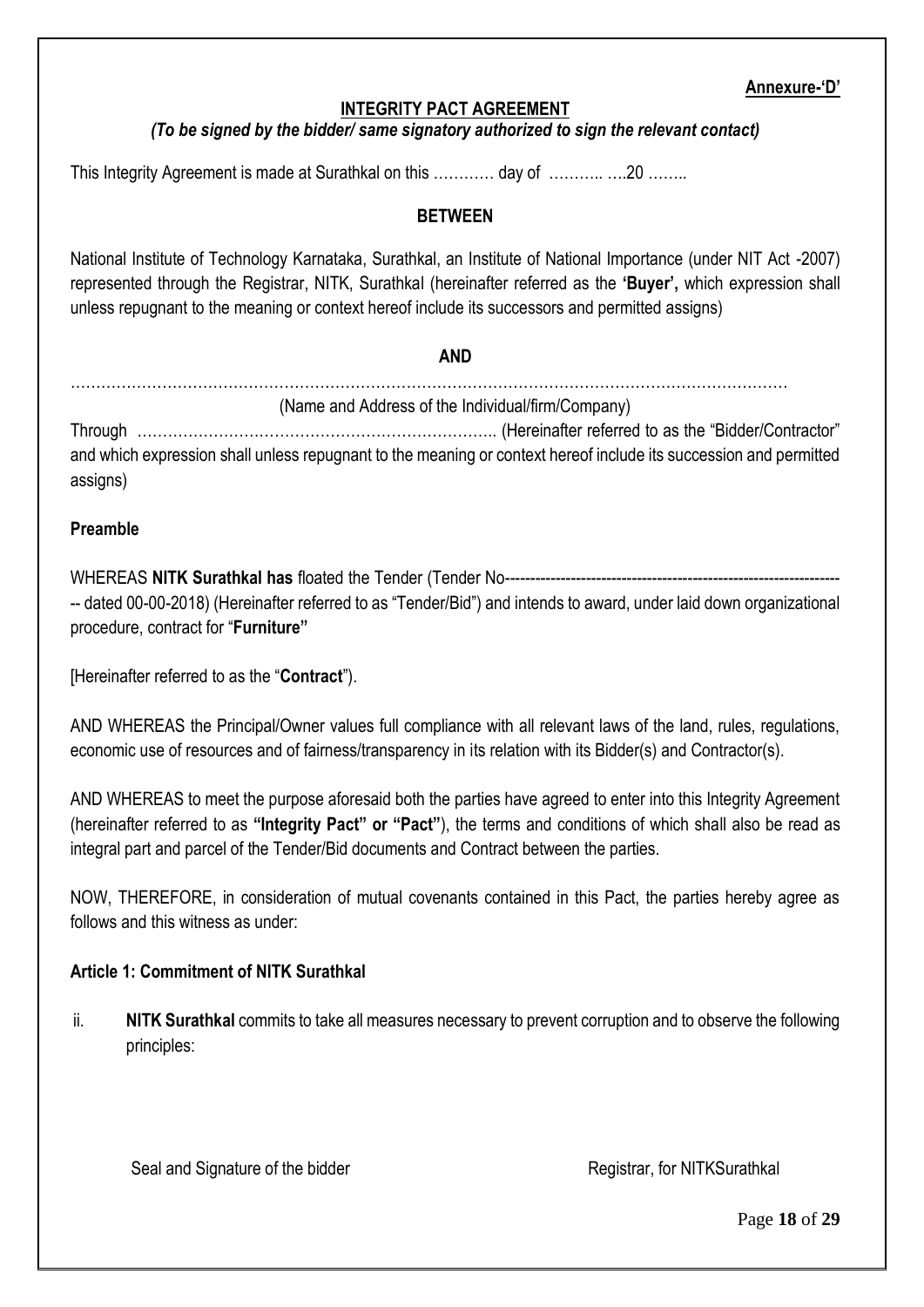**Annexure-'D'**

## INTEGRITY PACT AGREEMENT

***(To be signed by the bidder/ same signatory authorized to sign the relevant contact)***

This Integrity Agreement is made at Surathkal on this ………… day of ……….. ….20 ……..

**BETWEEN**

National Institute of Technology Karnataka, Surathkal, an Institute of National Importance (under NIT Act -2007) represented through the Registrar, NITK, Surathkal (hereinafter referred as the **'Buyer',** which expression shall unless repugnant to the meaning or context hereof include its successors and permitted assigns)

**AND**

…………………………………………………………………………………………………………………………

(Name and Address of the Individual/firm/Company)

Through …………………………………………………………….. (Hereinafter referred to as the "Bidder/Contractor" and which expression shall unless repugnant to the meaning or context hereof include its succession and permitted assigns)

**Preamble**

WHEREAS **NITK Surathkal has** floated the Tender (Tender No------------------------------------------------------------------- dated 00-00-2018) (Hereinafter referred to as "Tender/Bid") and intends to award, under laid down organizational procedure, contract for "**Furniture"**

[Hereinafter referred to as the "**Contract**").

AND WHEREAS the Principal/Owner values full compliance with all relevant laws of the land, rules, regulations, economic use of resources and of fairness/transparency in its relation with its Bidder(s) and Contractor(s).

AND WHEREAS to meet the purpose aforesaid both the parties have agreed to enter into this Integrity Agreement (hereinafter referred to as **"Integrity Pact" or "Pact"**), the terms and conditions of which shall also be read as integral part and parcel of the Tender/Bid documents and Contract between the parties.

NOW, THEREFORE, in consideration of mutual covenants contained in this Pact, the parties hereby agree as follows and this witness as under:

**Article 1: Commitment of NITK Surathkal**

ii. **NITK Surathkal** commits to take all measures necessary to prevent corruption and to observe the following principles:

Seal and Signature of the bidder Registrar, for NITKSurathkal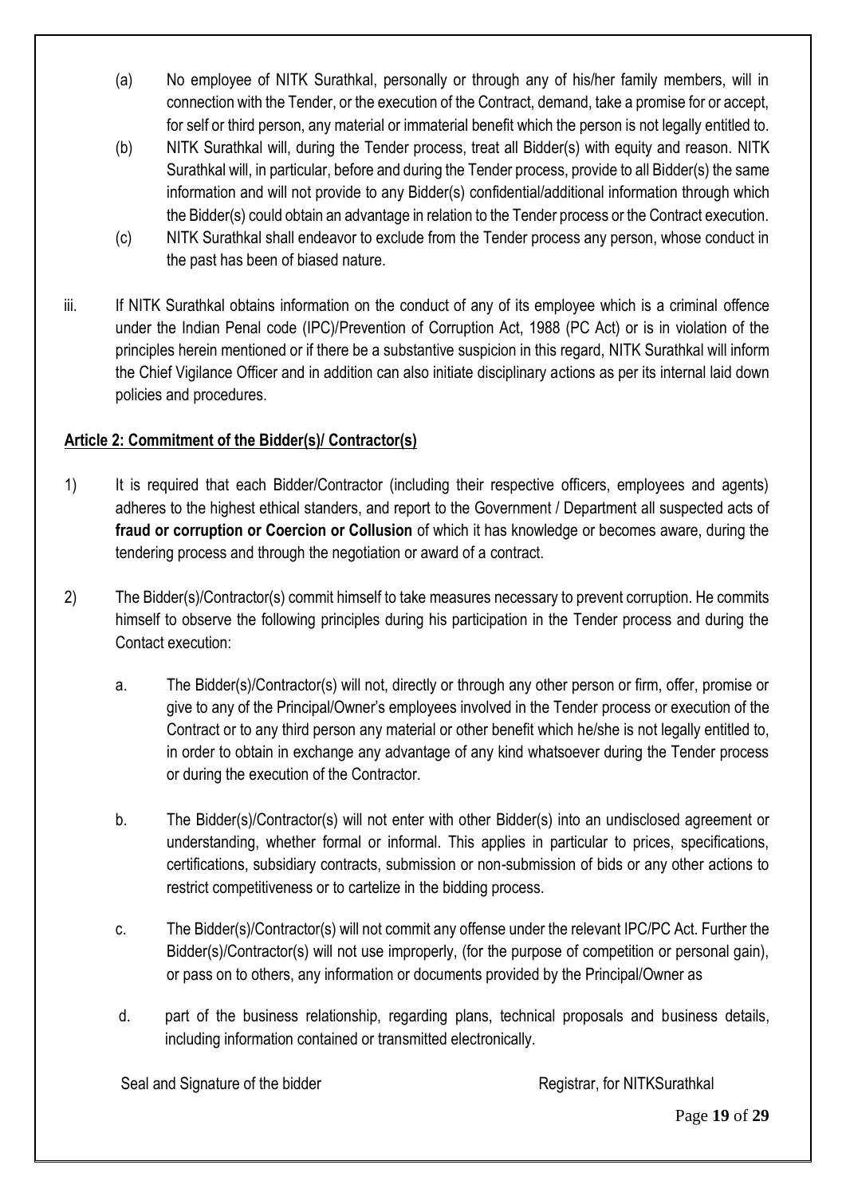(a) No employee of NITK Surathkal, personally or through any of his/her family members, will in connection with the Tender, or the execution of the Contract, demand, take a promise for or accept, for self or third person, any material or immaterial benefit which the person is not legally entitled to.

(b) NITK Surathkal will, during the Tender process, treat all Bidder(s) with equity and reason. NITK Surathkal will, in particular, before and during the Tender process, provide to all Bidder(s) the same information and will not provide to any Bidder(s) confidential/additional information through which the Bidder(s) could obtain an advantage in relation to the Tender process or the Contract execution.

(c) NITK Surathkal shall endeavor to exclude from the Tender process any person, whose conduct in the past has been of biased nature.

iii. If NITK Surathkal obtains information on the conduct of any of its employee which is a criminal offence under the Indian Penal code (IPC)/Prevention of Corruption Act, 1988 (PC Act) or is in violation of the principles herein mentioned or if there be a substantive suspicion in this regard, NITK Surathkal will inform the Chief Vigilance Officer and in addition can also initiate disciplinary actions as per its internal laid down policies and procedures.

**Article 2: Commitment of the Bidder(s)/ Contractor(s)**

1) It is required that each Bidder/Contractor (including their respective officers, employees and agents) adheres to the highest ethical standers, and report to the Government / Department all suspected acts of **fraud or corruption or Coercion or Collusion** of which it has knowledge or becomes aware, during the tendering process and through the negotiation or award of a contract.

2) The Bidder(s)/Contractor(s) commit himself to take measures necessary to prevent corruption. He commits himself to observe the following principles during his participation in the Tender process and during the Contact execution:

   a. The Bidder(s)/Contractor(s) will not, directly or through any other person or firm, offer, promise or give to any of the Principal/Owner's employees involved in the Tender process or execution of the Contract or to any third person any material or other benefit which he/she is not legally entitled to, in order to obtain in exchange any advantage of any kind whatsoever during the Tender process or during the execution of the Contractor.

   b. The Bidder(s)/Contractor(s) will not enter with other Bidder(s) into an undisclosed agreement or understanding, whether formal or informal. This applies in particular to prices, specifications, certifications, subsidiary contracts, submission or non-submission of bids or any other actions to restrict competitiveness or to cartelize in the bidding process.

   c. The Bidder(s)/Contractor(s) will not commit any offense under the relevant IPC/PC Act. Further the Bidder(s)/Contractor(s) will not use improperly, (for the purpose of competition or personal gain), or pass on to others, any information or documents provided by the Principal/Owner as

   d. part of the business relationship, regarding plans, technical proposals and business details, including information contained or transmitted electronically.

Seal and Signature of the bidder Registrar, for NITKSurathkal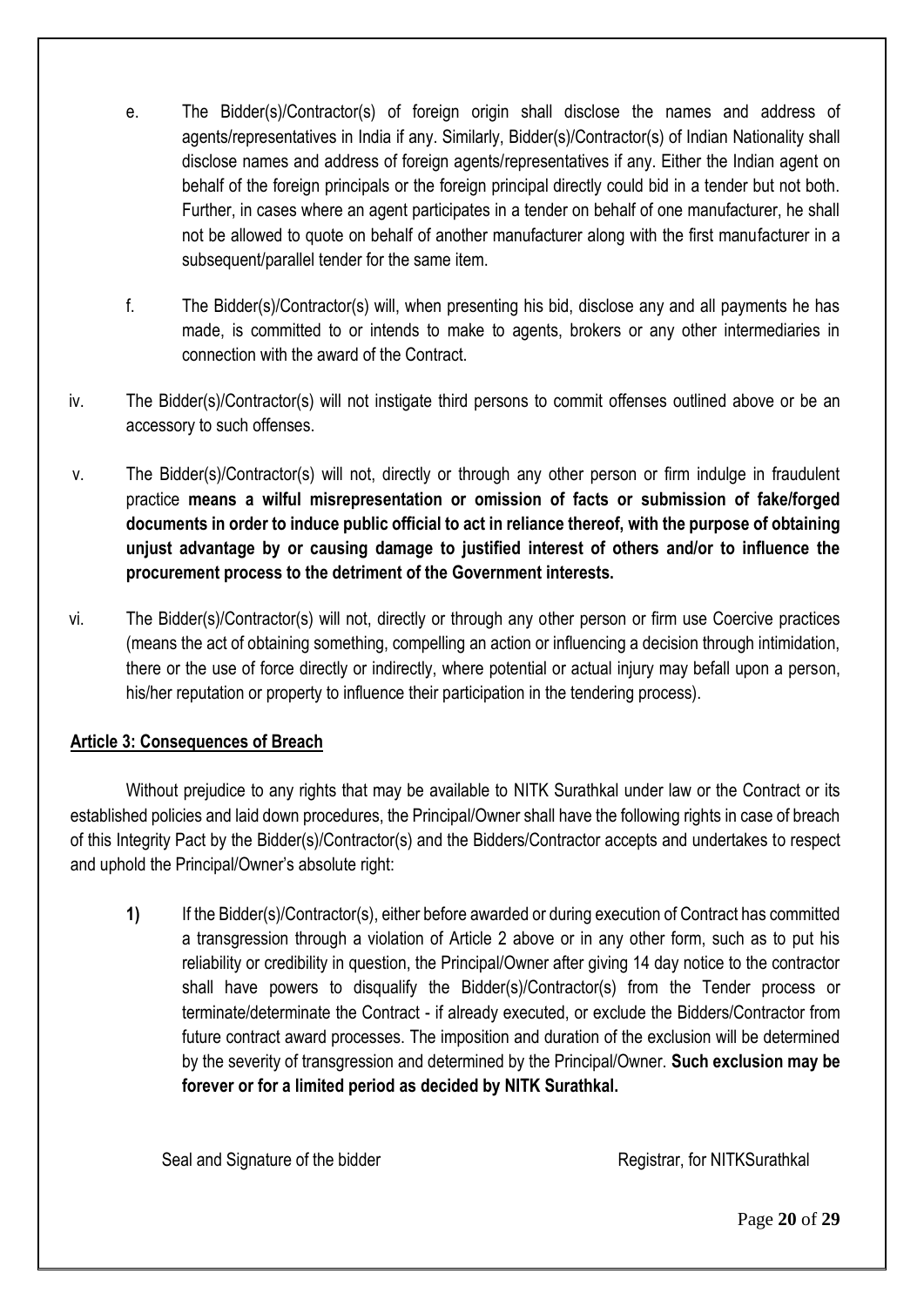e. The Bidder(s)/Contractor(s) of foreign origin shall disclose the names and address of agents/representatives in India if any. Similarly, Bidder(s)/Contractor(s) of Indian Nationality shall disclose names and address of foreign agents/representatives if any. Either the Indian agent on behalf of the foreign principals or the foreign principal directly could bid in a tender but not both. Further, in cases where an agent participates in a tender on behalf of one manufacturer, he shall not be allowed to quote on behalf of another manufacturer along with the first manufacturer in a subsequent/parallel tender for the same item.

f. The Bidder(s)/Contractor(s) will, when presenting his bid, disclose any and all payments he has made, is committed to or intends to make to agents, brokers or any other intermediaries in connection with the award of the Contract.

iv. The Bidder(s)/Contractor(s) will not instigate third persons to commit offenses outlined above or be an accessory to such offenses.

v. The Bidder(s)/Contractor(s) will not, directly or through any other person or firm indulge in fraudulent practice **means a wilful misrepresentation or omission of facts or submission of fake/forged documents in order to induce public official to act in reliance thereof, with the purpose of obtaining unjust advantage by or causing damage to justified interest of others and/or to influence the procurement process to the detriment of the Government interests.**

vi. The Bidder(s)/Contractor(s) will not, directly or through any other person or firm use Coercive practices (means the act of obtaining something, compelling an action or influencing a decision through intimidation, there or the use of force directly or indirectly, where potential or actual injury may befall upon a person, his/her reputation or property to influence their participation in the tendering process).

## Article 3: Consequences of Breach

Without prejudice to any rights that may be available to NITK Surathkal under law or the Contract or its established policies and laid down procedures, the Principal/Owner shall have the following rights in case of breach of this Integrity Pact by the Bidder(s)/Contractor(s) and the Bidders/Contractor accepts and undertakes to respect and uphold the Principal/Owner's absolute right:

**1)** If the Bidder(s)/Contractor(s), either before awarded or during execution of Contract has committed a transgression through a violation of Article 2 above or in any other form, such as to put his reliability or credibility in question, the Principal/Owner after giving 14 day notice to the contractor shall have powers to disqualify the Bidder(s)/Contractor(s) from the Tender process or terminate/determinate the Contract - if already executed, or exclude the Bidders/Contractor from future contract award processes. The imposition and duration of the exclusion will be determined by the severity of transgression and determined by the Principal/Owner. **Such exclusion may be forever or for a limited period as decided by NITK Surathkal.**

Seal and Signature of the bidder | Registrar, for NITKSurathkal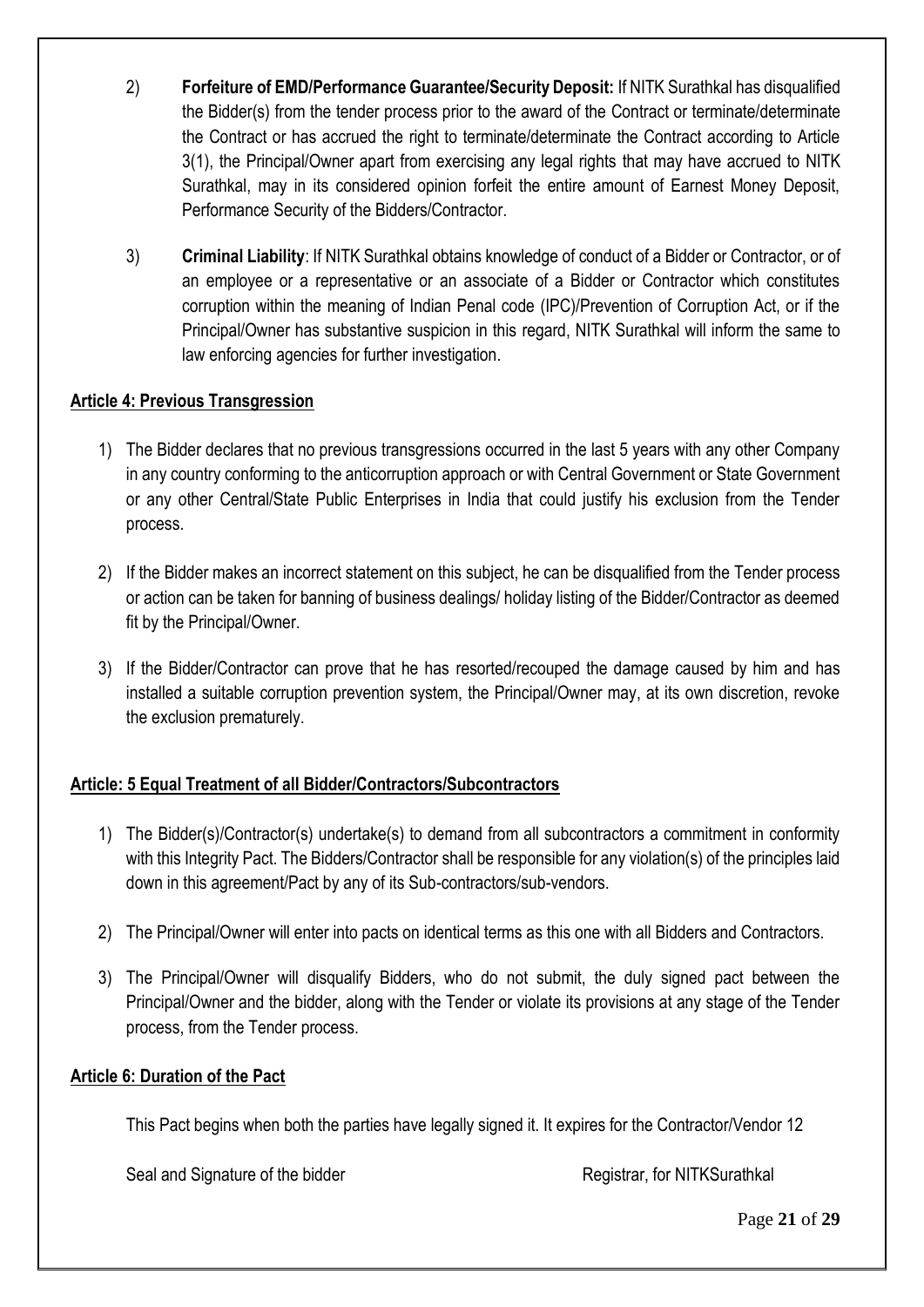2) **Forfeiture of EMD/Performance Guarantee/Security Deposit:** If NITK Surathkal has disqualified the Bidder(s) from the tender process prior to the award of the Contract or terminate/determinate the Contract or has accrued the right to terminate/determinate the Contract according to Article 3(1), the Principal/Owner apart from exercising any legal rights that may have accrued to NITK Surathkal, may in its considered opinion forfeit the entire amount of Earnest Money Deposit, Performance Security of the Bidders/Contractor.

3) **Criminal Liability**: If NITK Surathkal obtains knowledge of conduct of a Bidder or Contractor, or of an employee or a representative or an associate of a Bidder or Contractor which constitutes corruption within the meaning of Indian Penal code (IPC)/Prevention of Corruption Act, or if the Principal/Owner has substantive suspicion in this regard, NITK Surathkal will inform the same to law enforcing agencies for further investigation.

**Article 4: Previous Transgression**

1) The Bidder declares that no previous transgressions occurred in the last 5 years with any other Company in any country conforming to the anticorruption approach or with Central Government or State Government or any other Central/State Public Enterprises in India that could justify his exclusion from the Tender process.

2) If the Bidder makes an incorrect statement on this subject, he can be disqualified from the Tender process or action can be taken for banning of business dealings/ holiday listing of the Bidder/Contractor as deemed fit by the Principal/Owner.

3) If the Bidder/Contractor can prove that he has resorted/recouped the damage caused by him and has installed a suitable corruption prevention system, the Principal/Owner may, at its own discretion, revoke the exclusion prematurely.

**Article: 5 Equal Treatment of all Bidder/Contractors/Subcontractors**

1) The Bidder(s)/Contractor(s) undertake(s) to demand from all subcontractors a commitment in conformity with this Integrity Pact. The Bidders/Contractor shall be responsible for any violation(s) of the principles laid down in this agreement/Pact by any of its Sub-contractors/sub-vendors.

2) The Principal/Owner will enter into pacts on identical terms as this one with all Bidders and Contractors.

3) The Principal/Owner will disqualify Bidders, who do not submit, the duly signed pact between the Principal/Owner and the bidder, along with the Tender or violate its provisions at any stage of the Tender process, from the Tender process.

**Article 6: Duration of the Pact**

This Pact begins when both the parties have legally signed it. It expires for the Contractor/Vendor 12

Seal and Signature of the bidder | Registrar, for NITKSurathkal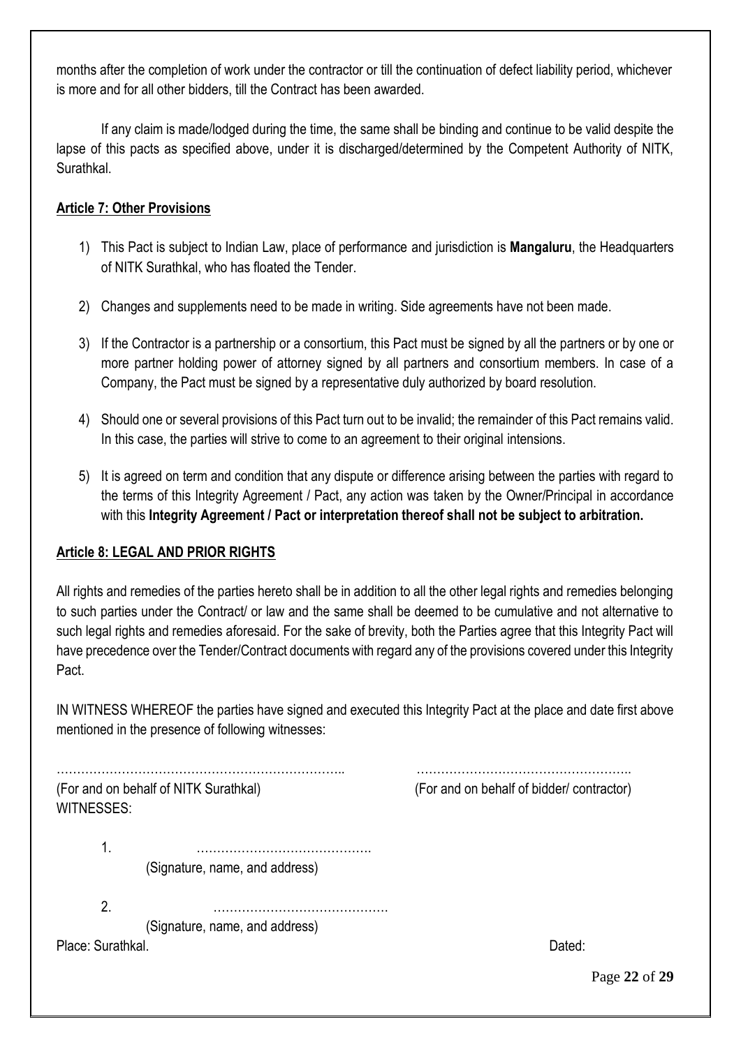months after the completion of work under the contractor or till the continuation of defect liability period, whichever is more and for all other bidders, till the Contract has been awarded.

If any claim is made/lodged during the time, the same shall be binding and continue to be valid despite the lapse of this pacts as specified above, under it is discharged/determined by the Competent Authority of NITK, Surathkal.

## Article 7: Other Provisions

1) This Pact is subject to Indian Law, place of performance and jurisdiction is **Mangaluru**, the Headquarters of NITK Surathkal, who has floated the Tender.

2) Changes and supplements need to be made in writing. Side agreements have not been made.

3) If the Contractor is a partnership or a consortium, this Pact must be signed by all the partners or by one or more partner holding power of attorney signed by all partners and consortium members. In case of a Company, the Pact must be signed by a representative duly authorized by board resolution.

4) Should one or several provisions of this Pact turn out to be invalid; the remainder of this Pact remains valid. In this case, the parties will strive to come to an agreement to their original intensions.

5) It is agreed on term and condition that any dispute or difference arising between the parties with regard to the terms of this Integrity Agreement / Pact, any action was taken by the Owner/Principal in accordance with this **Integrity Agreement / Pact or interpretation thereof shall not be subject to arbitration.**

## Article 8: LEGAL AND PRIOR RIGHTS

All rights and remedies of the parties hereto shall be in addition to all the other legal rights and remedies belonging to such parties under the Contract/ or law and the same shall be deemed to be cumulative and not alternative to such legal rights and remedies aforesaid. For the sake of brevity, both the Parties agree that this Integrity Pact will have precedence over the Tender/Contract documents with regard any of the provisions covered under this Integrity Pact.

IN WITNESS WHEREOF the parties have signed and executed this Integrity Pact at the place and date first above mentioned in the presence of following witnesses:

………………………………………………………………..  ……………………………………………..

(For and on behalf of NITK Surathkal)  (For and on behalf of bidder/ contractor)

WITNESSES:

1. …………………………………….
   (Signature, name, and address)

2. …………………………………….
   (Signature, name, and address)

Place: Surathkal.  Dated: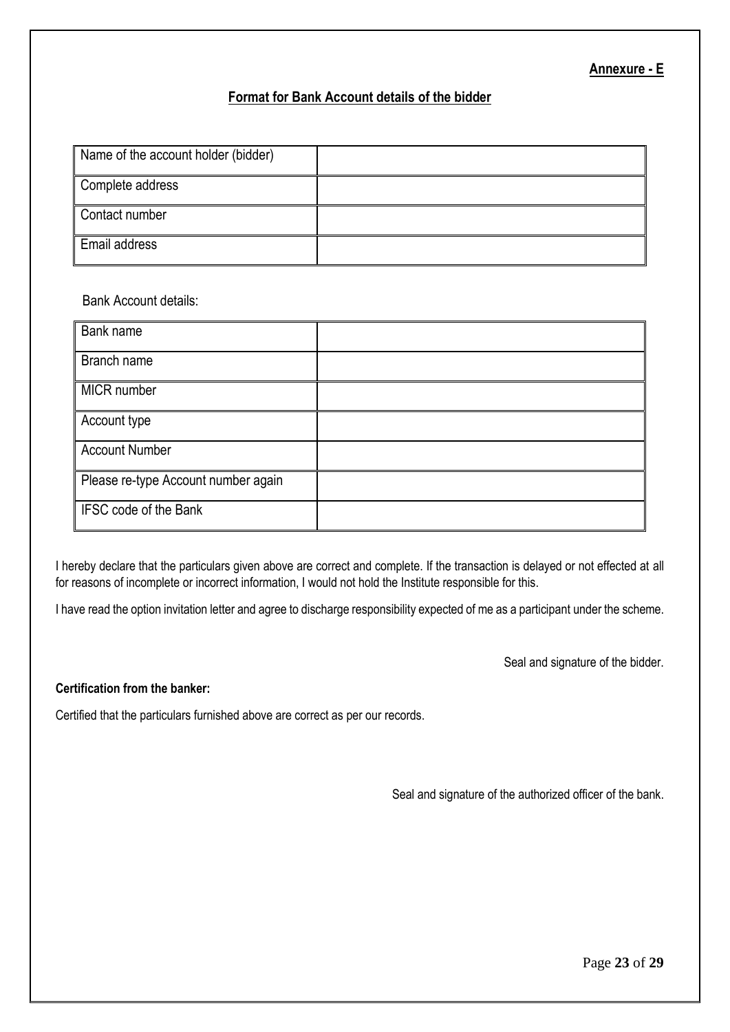**Annexure - E**

## Format for Bank Account details of the bidder

| Name of the account holder (bidder) | |
|---|---|
| Complete address | |
| Contact number | |
| Email address | |

Bank Account details:

| Bank name | |
|---|---|
| Branch name | |
| MICR number | |
| Account type | |
| Account Number | |
| Please re-type Account number again | |
| IFSC code of the Bank | |

I hereby declare that the particulars given above are correct and complete. If the transaction is delayed or not effected at all for reasons of incomplete or incorrect information, I would not hold the Institute responsible for this.

I have read the option invitation letter and agree to discharge responsibility expected of me as a participant under the scheme.

Seal and signature of the bidder.

**Certification from the banker:**

Certified that the particulars furnished above are correct as per our records.

Seal and signature of the authorized officer of the bank.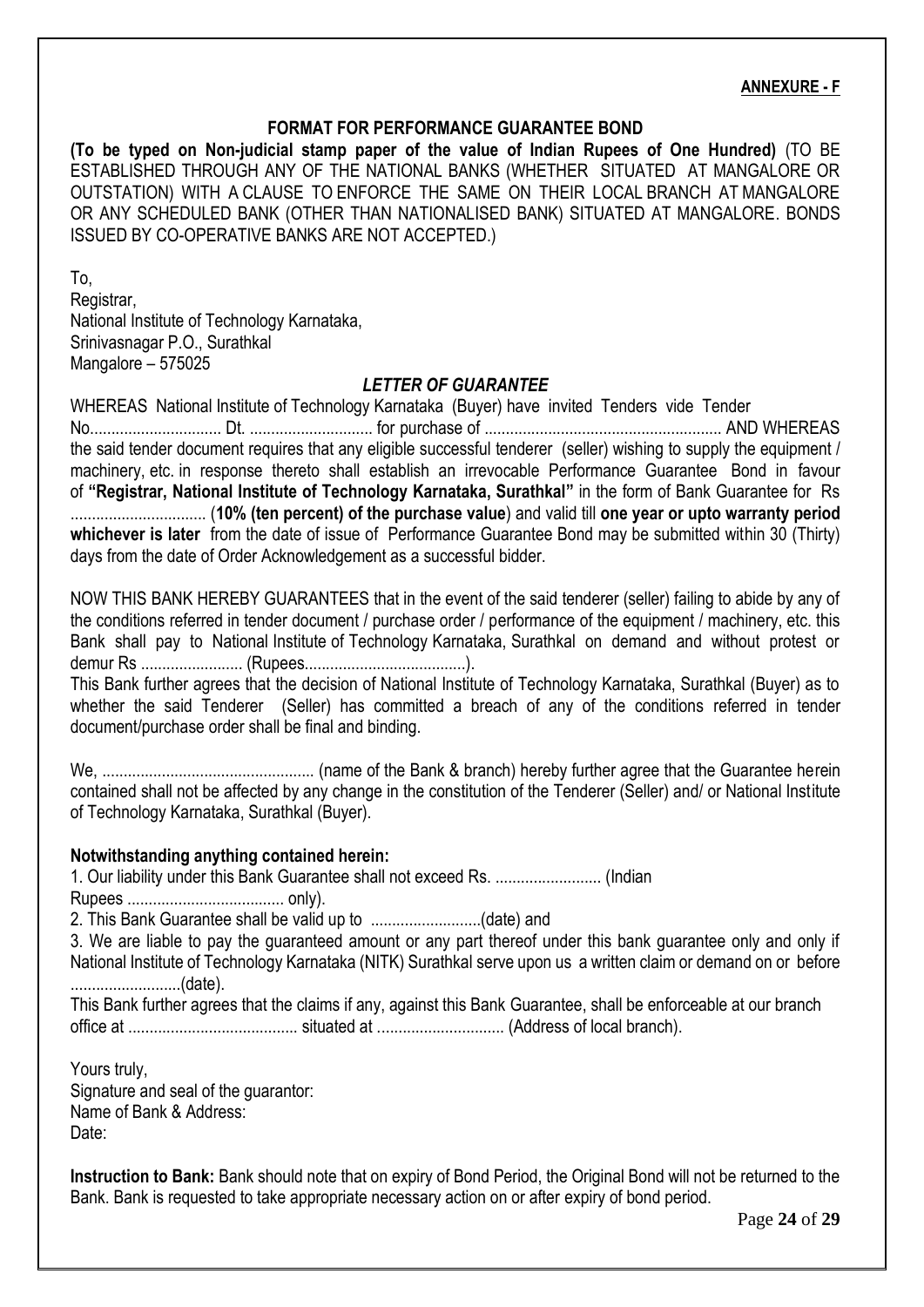**ANNEXURE - F**

## FORMAT FOR PERFORMANCE GUARANTEE BOND

**(To be typed on Non-judicial stamp paper of the value of Indian Rupees of One Hundred)** (TO BE ESTABLISHED THROUGH ANY OF THE NATIONAL BANKS (WHETHER SITUATED AT MANGALORE OR OUTSTATION) WITH A CLAUSE TO ENFORCE THE SAME ON THEIR LOCAL BRANCH AT MANGALORE OR ANY SCHEDULED BANK (OTHER THAN NATIONALISED BANK) SITUATED AT MANGALORE. BONDS ISSUED BY CO-OPERATIVE BANKS ARE NOT ACCEPTED.)

To,
Registrar,
National Institute of Technology Karnataka,
Srinivasnagar P.O., Surathkal
Mangalore – 575025

### *LETTER OF GUARANTEE*

WHEREAS National Institute of Technology Karnataka (Buyer) have invited Tenders vide Tender No.............................. Dt. ............................ for purchase of ....................................................... AND WHEREAS the said tender document requires that any eligible successful tenderer (seller) wishing to supply the equipment / machinery, etc. in response thereto shall establish an irrevocable Performance Guarantee Bond in favour of **"Registrar, National Institute of Technology Karnataka, Surathkal"** in the form of Bank Guarantee for Rs ............................... (**10% (ten percent) of the purchase value**) and valid till **one year or upto warranty period whichever is later** from the date of issue of Performance Guarantee Bond may be submitted within 30 (Thirty) days from the date of Order Acknowledgement as a successful bidder.

NOW THIS BANK HEREBY GUARANTEES that in the event of the said tenderer (seller) failing to abide by any of the conditions referred in tender document / purchase order / performance of the equipment / machinery, etc. this Bank shall pay to National Institute of Technology Karnataka, Surathkal on demand and without protest or demur Rs ........................ (Rupees.....................................).

This Bank further agrees that the decision of National Institute of Technology Karnataka, Surathkal (Buyer) as to whether the said Tenderer (Seller) has committed a breach of any of the conditions referred in tender document/purchase order shall be final and binding.

We, ................................................. (name of the Bank & branch) hereby further agree that the Guarantee herein contained shall not be affected by any change in the constitution of the Tenderer (Seller) and/ or National Institute of Technology Karnataka, Surathkal (Buyer).

**Notwithstanding anything contained herein:**

1. Our liability under this Bank Guarantee shall not exceed Rs. ......................... (Indian Rupees .................................... only).
2. This Bank Guarantee shall be valid up to ..........................(date) and
3. We are liable to pay the guaranteed amount or any part thereof under this bank guarantee only and only if National Institute of Technology Karnataka (NITK) Surathkal serve upon us a written claim or demand on or before ..........................(date).

This Bank further agrees that the claims if any, against this Bank Guarantee, shall be enforceable at our branch office at ....................................... situated at ............................. (Address of local branch).

Yours truly,
Signature and seal of the guarantor:
Name of Bank & Address:
Date:

**Instruction to Bank:** Bank should note that on expiry of Bond Period, the Original Bond will not be returned to the Bank. Bank is requested to take appropriate necessary action on or after expiry of bond period.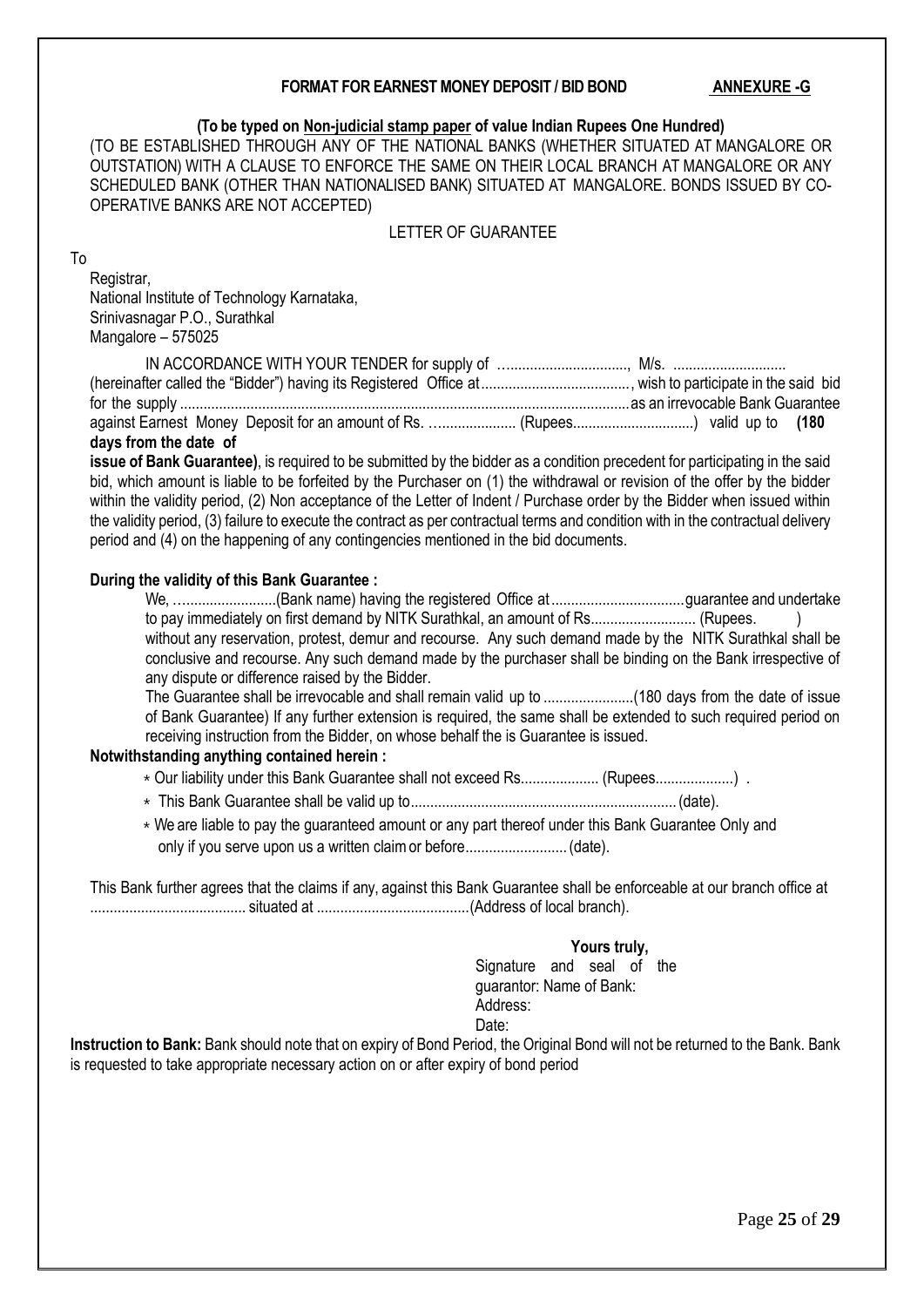**FORMAT FOR EARNEST MONEY DEPOSIT / BID BOND** **ANNEXURE -G**

**(To be typed on Non-judicial stamp paper of value Indian Rupees One Hundred)**

(TO BE ESTABLISHED THROUGH ANY OF THE NATIONAL BANKS (WHETHER SITUATED AT MANGALORE OR OUTSTATION) WITH A CLAUSE TO ENFORCE THE SAME ON THEIR LOCAL BRANCH AT MANGALORE OR ANY SCHEDULED BANK (OTHER THAN NATIONALISED BANK) SITUATED AT MANGALORE. BONDS ISSUED BY CO-OPERATIVE BANKS ARE NOT ACCEPTED)

LETTER OF GUARANTEE

To

Registrar,
National Institute of Technology Karnataka,
Srinivasnagar P.O., Surathkal
Mangalore – 575025

IN ACCORDANCE WITH YOUR TENDER for supply of …..............................., M/s. ............................ (hereinafter called the "Bidder") having its Registered Office at ......................................, wish to participate in the said bid for the supply .................................................................................................................. as an irrevocable Bank Guarantee against Earnest Money Deposit for an amount of Rs. …................... (Rupees..............................) valid up to **(180 days from the date of issue of Bank Guarantee)**, is required to be submitted by the bidder as a condition precedent for participating in the said bid, which amount is liable to be forfeited by the Purchaser on (1) the withdrawal or revision of the offer by the bidder within the validity period, (2) Non acceptance of the Letter of Indent / Purchase order by the Bidder when issued within the validity period, (3) failure to execute the contract as per contractual terms and condition with in the contractual delivery period and (4) on the happening of any contingencies mentioned in the bid documents.

**During the validity of this Bank Guarantee :**

We, ….......................(Bank name) having the registered Office at .................................guarantee and undertake to pay immediately on first demand by NITK Surathkal, an amount of Rs.......................... (Rupees. ) without any reservation, protest, demur and recourse. Any such demand made by the NITK Surathkal shall be conclusive and recourse. Any such demand made by the purchaser shall be binding on the Bank irrespective of any dispute or difference raised by the Bidder.

The Guarantee shall be irrevocable and shall remain valid up to .......................(180 days from the date of issue of Bank Guarantee) If any further extension is required, the same shall be extended to such required period on receiving instruction from the Bidder, on whose behalf the is Guarantee is issued.

**Notwithstanding anything contained herein :**

- Our liability under this Bank Guarantee shall not exceed Rs.................... (Rupees....................) .
- This Bank Guarantee shall be valid up to................................................................... (date).
- We are liable to pay the guaranteed amount or any part thereof under this Bank Guarantee Only and only if you serve upon us a written claim or before.......................... (date).

This Bank further agrees that the claims if any, against this Bank Guarantee shall be enforceable at our branch office at ........................................ situated at .......................................(Address of local branch).

**Yours truly,**
Signature and seal of the guarantor: Name of Bank:
Address:
Date:

**Instruction to Bank:** Bank should note that on expiry of Bond Period, the Original Bond will not be returned to the Bank. Bank is requested to take appropriate necessary action on or after expiry of bond period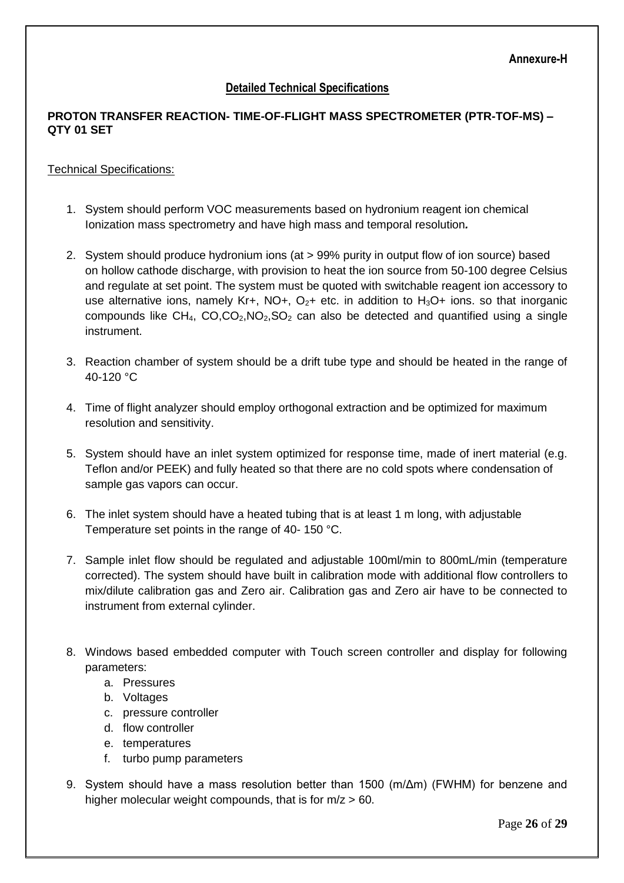**Annexure-H**

## Detailed Technical Specifications

**PROTON TRANSFER REACTION- TIME-OF-FLIGHT MASS SPECTROMETER (PTR-TOF-MS) – QTY 01 SET**

Technical Specifications:

1. System should perform VOC measurements based on hydronium reagent ion chemical Ionization mass spectrometry and have high mass and temporal resolution**.**

2. System should produce hydronium ions (at > 99% purity in output flow of ion source) based on hollow cathode discharge, with provision to heat the ion source from 50-100 degree Celsius and regulate at set point. The system must be quoted with switchable reagent ion accessory to use alternative ions, namely Kr+, NO+, $O_2$+ etc. in addition to $H_3O$+ ions. so that inorganic compounds like $CH_4$, CO,$CO_2$,$NO_2$,$SO_2$ can also be detected and quantified using a single instrument.

3. Reaction chamber of system should be a drift tube type and should be heated in the range of 40-120 °C

4. Time of flight analyzer should employ orthogonal extraction and be optimized for maximum resolution and sensitivity.

5. System should have an inlet system optimized for response time, made of inert material (e.g. Teflon and/or PEEK) and fully heated so that there are no cold spots where condensation of sample gas vapors can occur.

6. The inlet system should have a heated tubing that is at least 1 m long, with adjustable Temperature set points in the range of 40- 150 °C.

7. Sample inlet flow should be regulated and adjustable 100ml/min to 800mL/min (temperature corrected). The system should have built in calibration mode with additional flow controllers to mix/dilute calibration gas and Zero air. Calibration gas and Zero air have to be connected to instrument from external cylinder.

8. Windows based embedded computer with Touch screen controller and display for following parameters:
   a. Pressures
   b. Voltages
   c. pressure controller
   d. flow controller
   e. temperatures
   f. turbo pump parameters

9. System should have a mass resolution better than 1500 (m/Δm) (FWHM) for benzene and higher molecular weight compounds, that is for m/z > 60.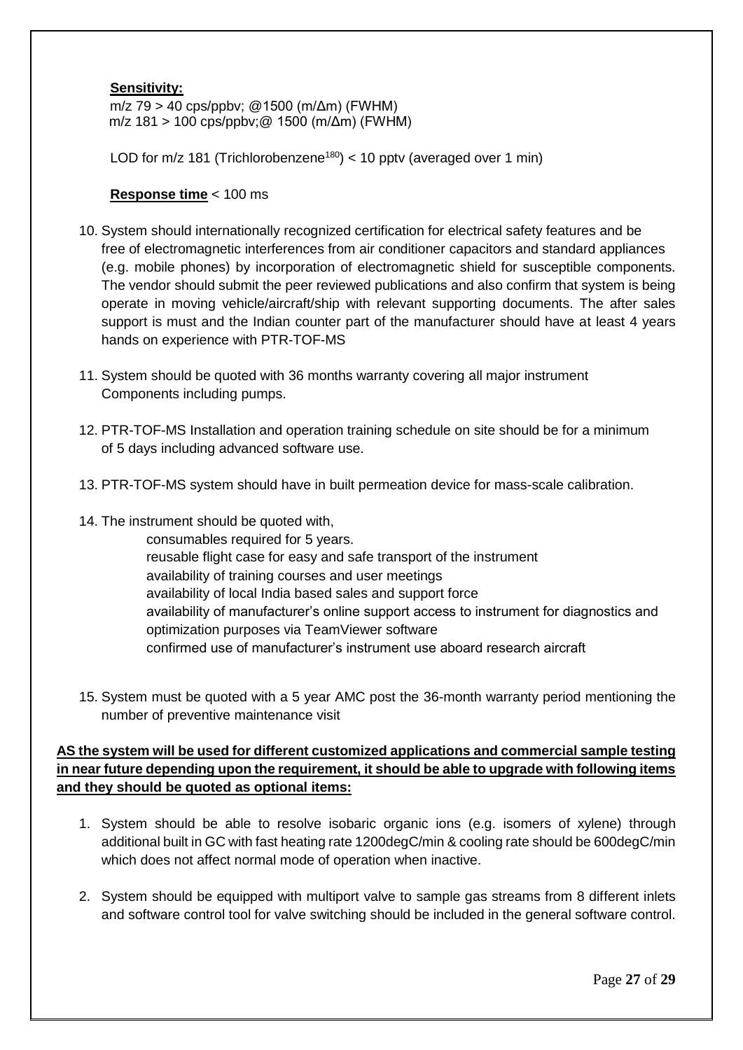**Sensitivity:**

m/z 79 > 40 cps/ppbv; @1500 (m/Δm) (FWHM)
m/z 181 > 100 cps/ppbv;@ 1500 (m/Δm) (FWHM)

LOD for m/z 181 (Trichlorobenzene[180]) < 10 pptv (averaged over 1 min)

**Response time** < 100 ms

10. System should internationally recognized certification for electrical safety features and be free of electromagnetic interferences from air conditioner capacitors and standard appliances (e.g. mobile phones) by incorporation of electromagnetic shield for susceptible components. The vendor should submit the peer reviewed publications and also confirm that system is being operate in moving vehicle/aircraft/ship with relevant supporting documents. The after sales support is must and the Indian counter part of the manufacturer should have at least 4 years hands on experience with PTR-TOF-MS

11. System should be quoted with 36 months warranty covering all major instrument Components including pumps.

12. PTR-TOF-MS Installation and operation training schedule on site should be for a minimum of 5 days including advanced software use.

13. PTR-TOF-MS system should have in built permeation device for mass-scale calibration.

14. The instrument should be quoted with,
    - consumables required for 5 years.
    - reusable flight case for easy and safe transport of the instrument
    - availability of training courses and user meetings
    - availability of local India based sales and support force
    - availability of manufacturer's online support access to instrument for diagnostics and optimization purposes via TeamViewer software
    - confirmed use of manufacturer's instrument use aboard research aircraft

15. System must be quoted with a 5 year AMC post the 36-month warranty period mentioning the number of preventive maintenance visit

**AS the system will be used for different customized applications and commercial sample testing in near future depending upon the requirement, it should be able to upgrade with following items and they should be quoted as optional items:**

1. System should be able to resolve isobaric organic ions (e.g. isomers of xylene) through additional built in GC with fast heating rate 1200degC/min & cooling rate should be 600degC/min which does not affect normal mode of operation when inactive.

2. System should be equipped with multiport valve to sample gas streams from 8 different inlets and software control tool for valve switching should be included in the general software control.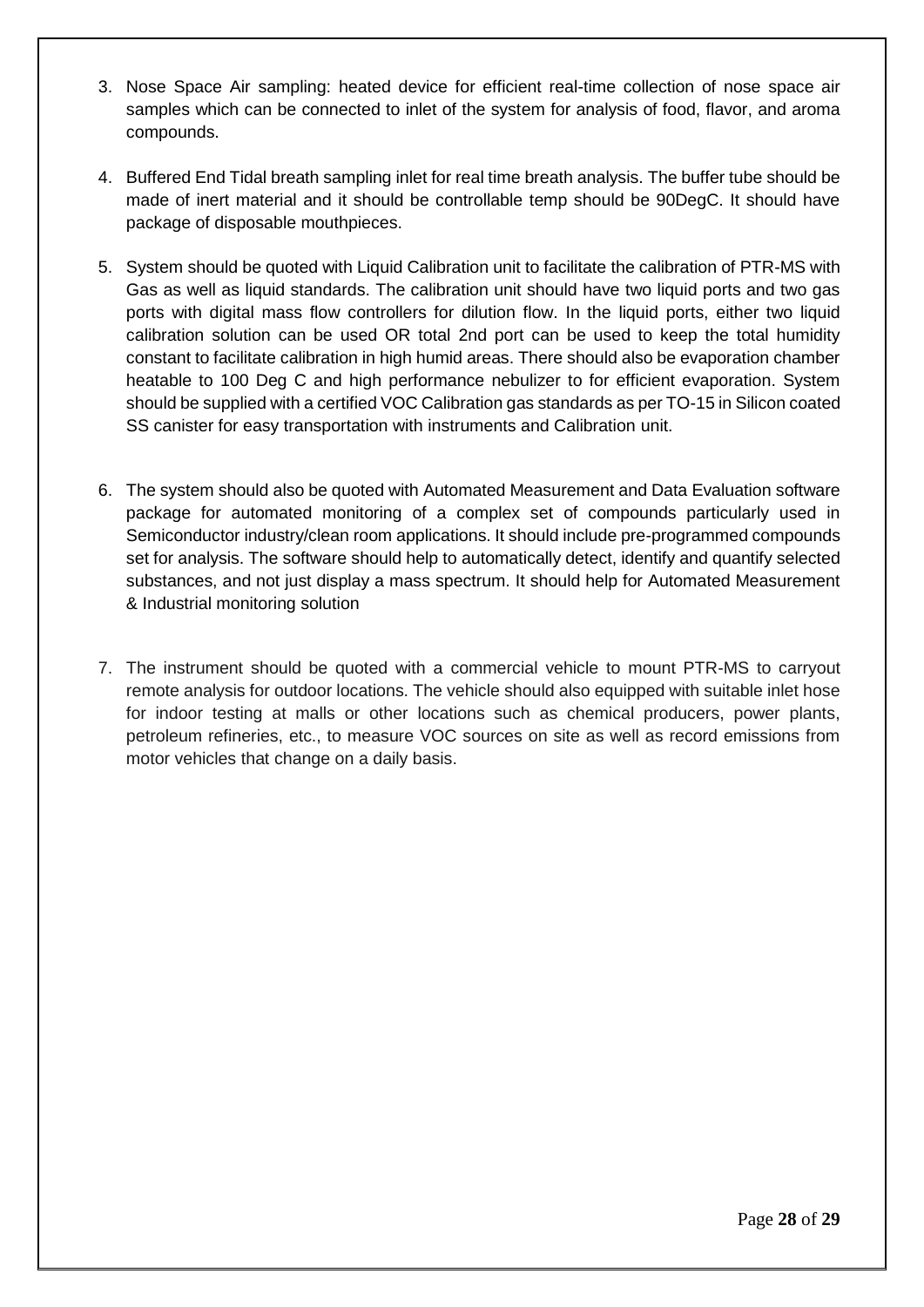3. Nose Space Air sampling: heated device for efficient real-time collection of nose space air samples which can be connected to inlet of the system for analysis of food, flavor, and aroma compounds.

4. Buffered End Tidal breath sampling inlet for real time breath analysis. The buffer tube should be made of inert material and it should be controllable temp should be 90DegC. It should have package of disposable mouthpieces.

5. System should be quoted with Liquid Calibration unit to facilitate the calibration of PTR-MS with Gas as well as liquid standards. The calibration unit should have two liquid ports and two gas ports with digital mass flow controllers for dilution flow. In the liquid ports, either two liquid calibration solution can be used OR total 2nd port can be used to keep the total humidity constant to facilitate calibration in high humid areas. There should also be evaporation chamber heatable to 100 Deg C and high performance nebulizer to for efficient evaporation. System should be supplied with a certified VOC Calibration gas standards as per TO-15 in Silicon coated SS canister for easy transportation with instruments and Calibration unit.

6. The system should also be quoted with Automated Measurement and Data Evaluation software package for automated monitoring of a complex set of compounds particularly used in Semiconductor industry/clean room applications. It should include pre-programmed compounds set for analysis. The software should help to automatically detect, identify and quantify selected substances, and not just display a mass spectrum. It should help for Automated Measurement & Industrial monitoring solution

7. The instrument should be quoted with a commercial vehicle to mount PTR-MS to carryout remote analysis for outdoor locations. The vehicle should also equipped with suitable inlet hose for indoor testing at malls or other locations such as chemical producers, power plants, petroleum refineries, etc., to measure VOC sources on site as well as record emissions from motor vehicles that change on a daily basis.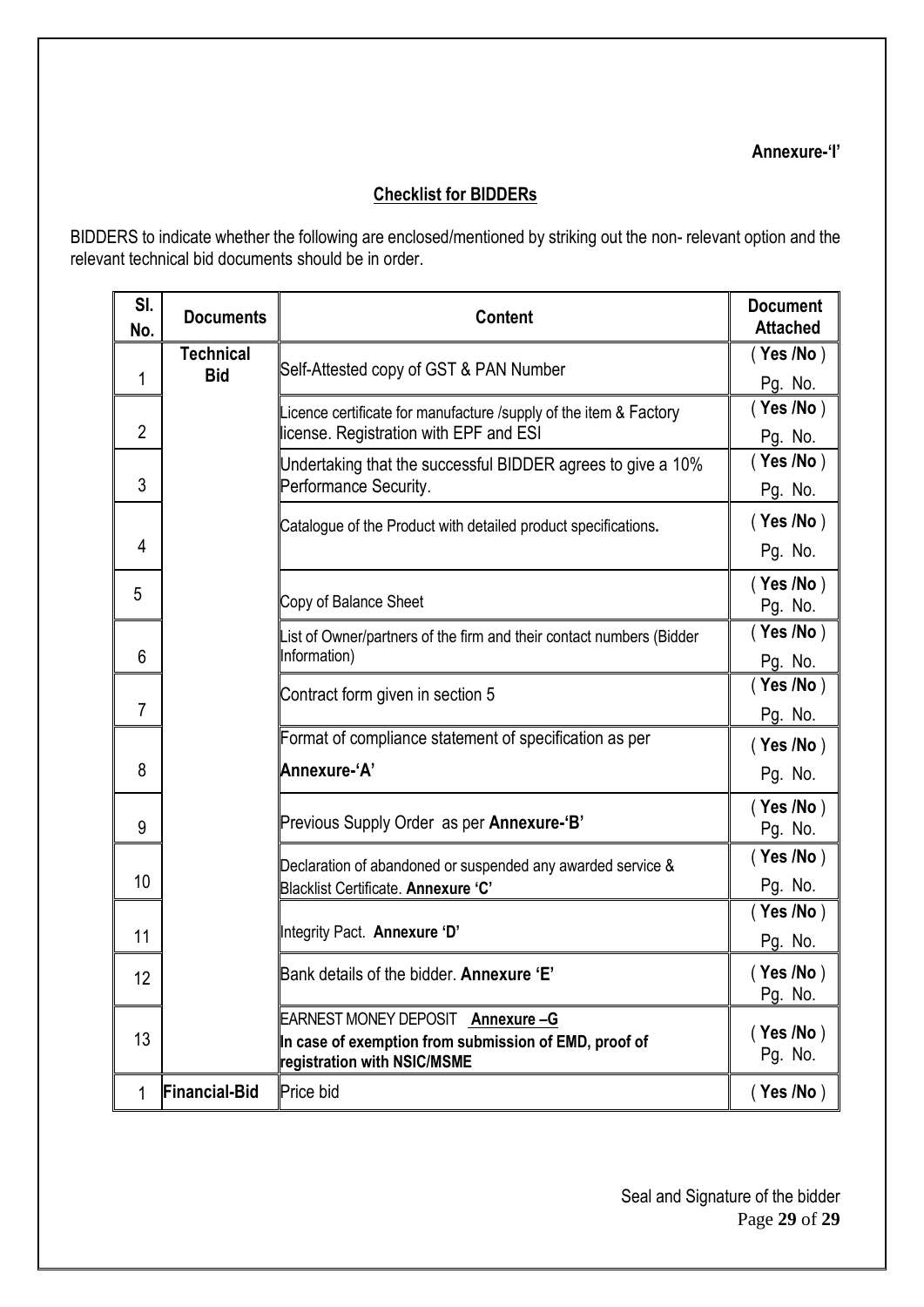**Annexure-'I'**

## Checklist for BIDDERs

BIDDERS to indicate whether the following are enclosed/mentioned by striking out the non- relevant option and the relevant technical bid documents should be in order.

| Sl. No. | Documents | Content | Document Attached |
|---|---|---|---|
| 1 | **Technical Bid** | Self-Attested copy of GST & PAN Number | ( **Yes /No** ) Pg. No. |
| 2 | | Licence certificate for manufacture /supply of the item & Factory license. Registration with EPF and ESI | ( **Yes /No** ) Pg. No. |
| 3 | | Undertaking that the successful BIDDER agrees to give a 10% Performance Security. | ( **Yes /No** ) Pg. No. |
| 4 | | Catalogue of the Product with detailed product specifications**.** | ( **Yes /No** ) Pg. No. |
| 5 | | Copy of Balance Sheet | ( **Yes /No** ) Pg. No. |
| 6 | | List of Owner/partners of the firm and their contact numbers (Bidder Information) | ( **Yes /No** ) Pg. No. |
| 7 | | Contract form given in section 5 | ( **Yes /No** ) Pg. No. |
| 8 | | Format of compliance statement of specification as per **Annexure-'A'** | ( **Yes /No** ) Pg. No. |
| 9 | | Previous Supply Order as per **Annexure-'B'** | ( **Yes /No** ) Pg. No. |
| 10 | | Declaration of abandoned or suspended any awarded service & Blacklist Certificate. **Annexure 'C'** | ( **Yes /No** ) Pg. No. |
| 11 | | Integrity Pact. **Annexure 'D'** | ( **Yes /No** ) Pg. No. |
| 12 | | Bank details of the bidder. **Annexure 'E'** | ( **Yes /No** ) Pg. No. |
| 13 | | EARNEST MONEY DEPOSIT **Annexure –G** **In case of exemption from submission of EMD, proof of registration with NSIC/MSME** | ( **Yes /No** ) Pg. No. |
| 1 | **Financial-Bid** | Price bid | ( **Yes /No** ) |

Seal and Signature of the bidder